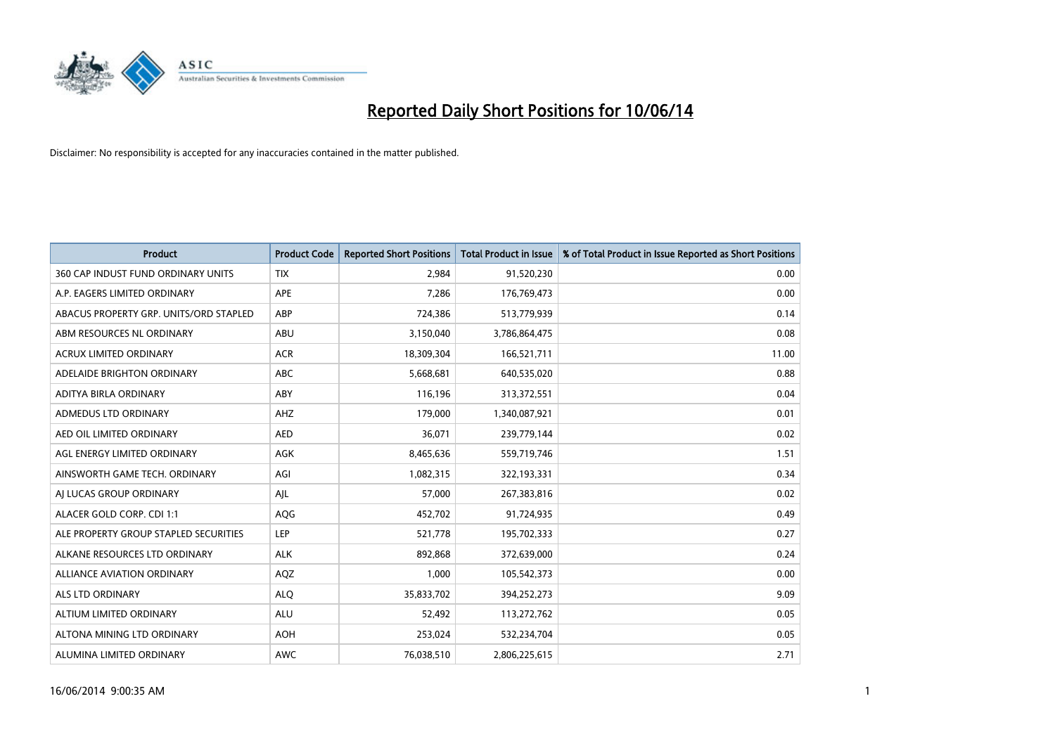# Reported Daily Short Positions for 10/06/14

Disclaimer: No responsibility is accepted for any inaccuracies contained in the matter published.

| Product | Product Code | Reported Short Positions | Total Product in Issue | % of Total Product in Issue Reported as Short Positions |
|---|---|---|---|---|
| 360 CAP INDUST FUND ORDINARY UNITS | TIX | 2,984 | 91,520,230 | 0.00 |
| A.P. EAGERS LIMITED ORDINARY | APE | 7,286 | 176,769,473 | 0.00 |
| ABACUS PROPERTY GRP. UNITS/ORD STAPLED | ABP | 724,386 | 513,779,939 | 0.14 |
| ABM RESOURCES NL ORDINARY | ABU | 3,150,040 | 3,786,864,475 | 0.08 |
| ACRUX LIMITED ORDINARY | ACR | 18,309,304 | 166,521,711 | 11.00 |
| ADELAIDE BRIGHTON ORDINARY | ABC | 5,668,681 | 640,535,020 | 0.88 |
| ADITYA BIRLA ORDINARY | ABY | 116,196 | 313,372,551 | 0.04 |
| ADMEDUS LTD ORDINARY | AHZ | 179,000 | 1,340,087,921 | 0.01 |
| AED OIL LIMITED ORDINARY | AED | 36,071 | 239,779,144 | 0.02 |
| AGL ENERGY LIMITED ORDINARY | AGK | 8,465,636 | 559,719,746 | 1.51 |
| AINSWORTH GAME TECH. ORDINARY | AGI | 1,082,315 | 322,193,331 | 0.34 |
| AJ LUCAS GROUP ORDINARY | AJL | 57,000 | 267,383,816 | 0.02 |
| ALACER GOLD CORP. CDI 1:1 | AQG | 452,702 | 91,724,935 | 0.49 |
| ALE PROPERTY GROUP STAPLED SECURITIES | LEP | 521,778 | 195,702,333 | 0.27 |
| ALKANE RESOURCES LTD ORDINARY | ALK | 892,868 | 372,639,000 | 0.24 |
| ALLIANCE AVIATION ORDINARY | AQZ | 1,000 | 105,542,373 | 0.00 |
| ALS LTD ORDINARY | ALQ | 35,833,702 | 394,252,273 | 9.09 |
| ALTIUM LIMITED ORDINARY | ALU | 52,492 | 113,272,762 | 0.05 |
| ALTONA MINING LTD ORDINARY | AOH | 253,024 | 532,234,704 | 0.05 |
| ALUMINA LIMITED ORDINARY | AWC | 76,038,510 | 2,806,225,615 | 2.71 |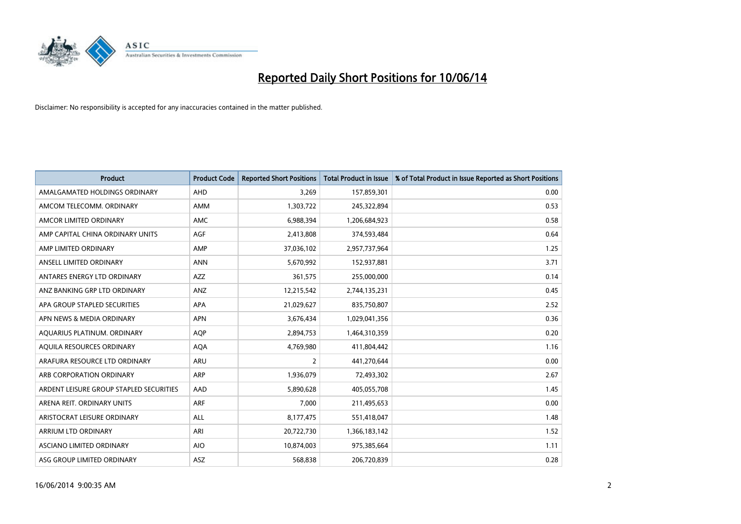# Reported Daily Short Positions for 10/06/14

Disclaimer: No responsibility is accepted for any inaccuracies contained in the matter published.

| Product | Product Code | Reported Short Positions | Total Product in Issue | % of Total Product in Issue Reported as Short Positions |
|---|---|---|---|---|
| AMALGAMATED HOLDINGS ORDINARY | AHD | 3,269 | 157,859,301 | 0.00 |
| AMCOM TELECOMM. ORDINARY | AMM | 1,303,722 | 245,322,894 | 0.53 |
| AMCOR LIMITED ORDINARY | AMC | 6,988,394 | 1,206,684,923 | 0.58 |
| AMP CAPITAL CHINA ORDINARY UNITS | AGF | 2,413,808 | 374,593,484 | 0.64 |
| AMP LIMITED ORDINARY | AMP | 37,036,102 | 2,957,737,964 | 1.25 |
| ANSELL LIMITED ORDINARY | ANN | 5,670,992 | 152,937,881 | 3.71 |
| ANTARES ENERGY LTD ORDINARY | AZZ | 361,575 | 255,000,000 | 0.14 |
| ANZ BANKING GRP LTD ORDINARY | ANZ | 12,215,542 | 2,744,135,231 | 0.45 |
| APA GROUP STAPLED SECURITIES | APA | 21,029,627 | 835,750,807 | 2.52 |
| APN NEWS & MEDIA ORDINARY | APN | 3,676,434 | 1,029,041,356 | 0.36 |
| AQUARIUS PLATINUM. ORDINARY | AQP | 2,894,753 | 1,464,310,359 | 0.20 |
| AQUILA RESOURCES ORDINARY | AQA | 4,769,980 | 411,804,442 | 1.16 |
| ARAFURA RESOURCE LTD ORDINARY | ARU | 2 | 441,270,644 | 0.00 |
| ARB CORPORATION ORDINARY | ARP | 1,936,079 | 72,493,302 | 2.67 |
| ARDENT LEISURE GROUP STAPLED SECURITIES | AAD | 5,890,628 | 405,055,708 | 1.45 |
| ARENA REIT. ORDINARY UNITS | ARF | 7,000 | 211,495,653 | 0.00 |
| ARISTOCRAT LEISURE ORDINARY | ALL | 8,177,475 | 551,418,047 | 1.48 |
| ARRIUM LTD ORDINARY | ARI | 20,722,730 | 1,366,183,142 | 1.52 |
| ASCIANO LIMITED ORDINARY | AIO | 10,874,003 | 975,385,664 | 1.11 |
| ASG GROUP LIMITED ORDINARY | ASZ | 568,838 | 206,720,839 | 0.28 |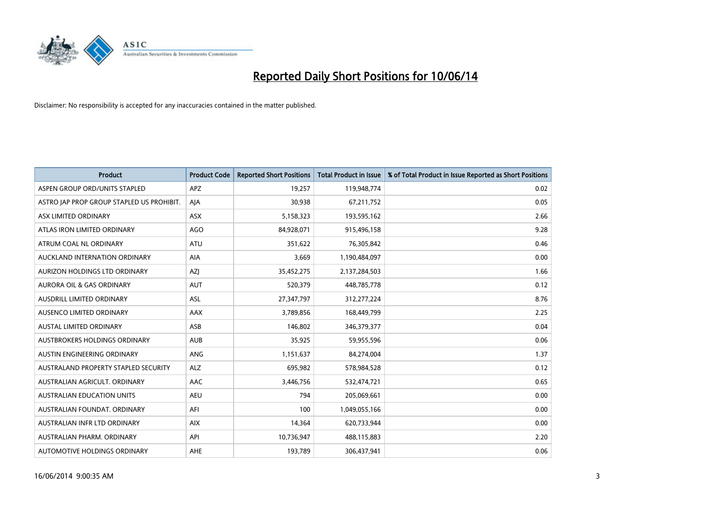# Reported Daily Short Positions for 10/06/14

Disclaimer: No responsibility is accepted for any inaccuracies contained in the matter published.

| Product | Product Code | Reported Short Positions | Total Product in Issue | % of Total Product in Issue Reported as Short Positions |
|---|---|---|---|---|
| ASPEN GROUP ORD/UNITS STAPLED | APZ | 19,257 | 119,948,774 | 0.02 |
| ASTRO JAP PROP GROUP STAPLED US PROHIBIT. | AJA | 30,938 | 67,211,752 | 0.05 |
| ASX LIMITED ORDINARY | ASX | 5,158,323 | 193,595,162 | 2.66 |
| ATLAS IRON LIMITED ORDINARY | AGO | 84,928,071 | 915,496,158 | 9.28 |
| ATRUM COAL NL ORDINARY | ATU | 351,622 | 76,305,842 | 0.46 |
| AUCKLAND INTERNATION ORDINARY | AIA | 3,669 | 1,190,484,097 | 0.00 |
| AURIZON HOLDINGS LTD ORDINARY | AZJ | 35,452,275 | 2,137,284,503 | 1.66 |
| AURORA OIL & GAS ORDINARY | AUT | 520,379 | 448,785,778 | 0.12 |
| AUSDRILL LIMITED ORDINARY | ASL | 27,347,797 | 312,277,224 | 8.76 |
| AUSENCO LIMITED ORDINARY | AAX | 3,789,856 | 168,449,799 | 2.25 |
| AUSTAL LIMITED ORDINARY | ASB | 146,802 | 346,379,377 | 0.04 |
| AUSTBROKERS HOLDINGS ORDINARY | AUB | 35,925 | 59,955,596 | 0.06 |
| AUSTIN ENGINEERING ORDINARY | ANG | 1,151,637 | 84,274,004 | 1.37 |
| AUSTRALAND PROPERTY STAPLED SECURITY | ALZ | 695,982 | 578,984,528 | 0.12 |
| AUSTRALIAN AGRICULT. ORDINARY | AAC | 3,446,756 | 532,474,721 | 0.65 |
| AUSTRALIAN EDUCATION UNITS | AEU | 794 | 205,069,661 | 0.00 |
| AUSTRALIAN FOUNDAT. ORDINARY | AFI | 100 | 1,049,055,166 | 0.00 |
| AUSTRALIAN INFR LTD ORDINARY | AIX | 14,364 | 620,733,944 | 0.00 |
| AUSTRALIAN PHARM. ORDINARY | API | 10,736,947 | 488,115,883 | 2.20 |
| AUTOMOTIVE HOLDINGS ORDINARY | AHE | 193,789 | 306,437,941 | 0.06 |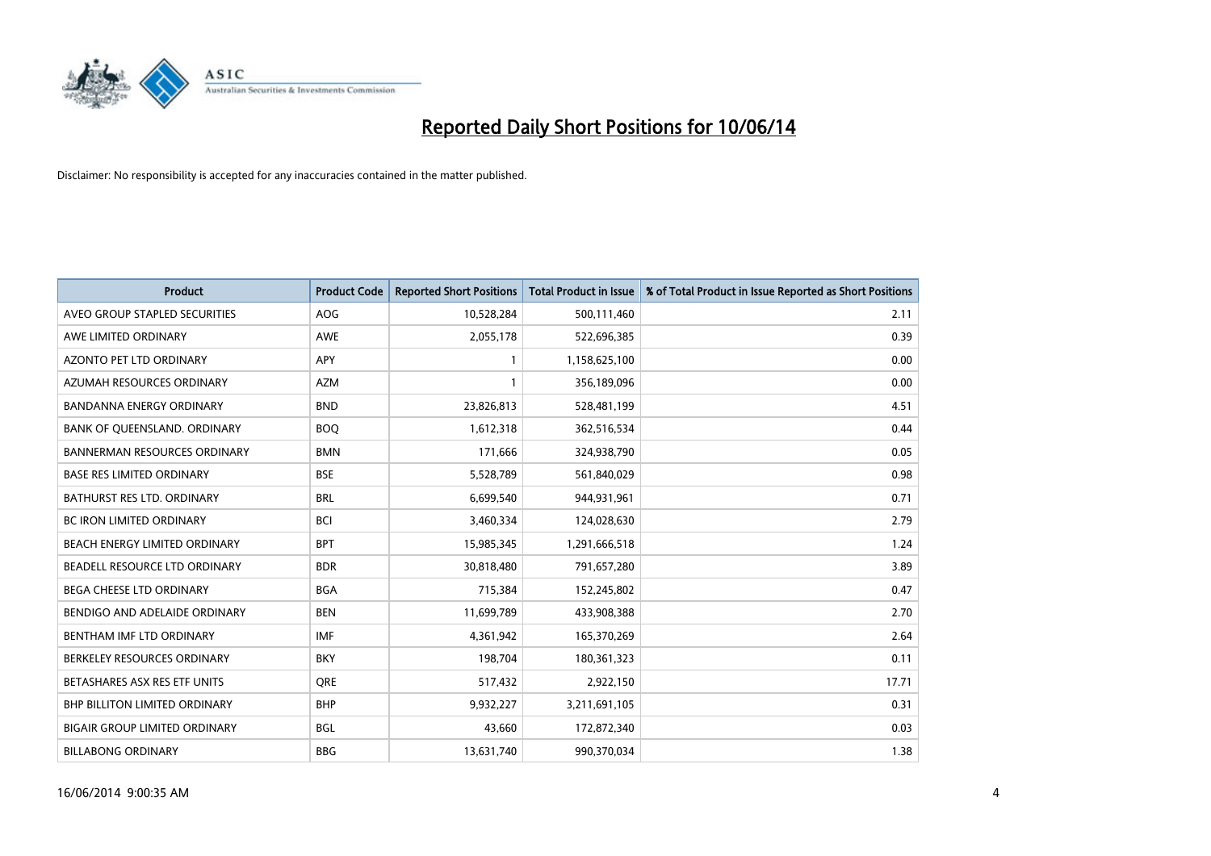# Reported Daily Short Positions for 10/06/14

Disclaimer: No responsibility is accepted for any inaccuracies contained in the matter published.

| Product | Product Code | Reported Short Positions | Total Product in Issue | % of Total Product in Issue Reported as Short Positions |
|---|---|---|---|---|
| AVEO GROUP STAPLED SECURITIES | AOG | 10,528,284 | 500,111,460 | 2.11 |
| AWE LIMITED ORDINARY | AWE | 2,055,178 | 522,696,385 | 0.39 |
| AZONTO PET LTD ORDINARY | APY | 1 | 1,158,625,100 | 0.00 |
| AZUMAH RESOURCES ORDINARY | AZM | 1 | 356,189,096 | 0.00 |
| BANDANNA ENERGY ORDINARY | BND | 23,826,813 | 528,481,199 | 4.51 |
| BANK OF QUEENSLAND. ORDINARY | BOQ | 1,612,318 | 362,516,534 | 0.44 |
| BANNERMAN RESOURCES ORDINARY | BMN | 171,666 | 324,938,790 | 0.05 |
| BASE RES LIMITED ORDINARY | BSE | 5,528,789 | 561,840,029 | 0.98 |
| BATHURST RES LTD. ORDINARY | BRL | 6,699,540 | 944,931,961 | 0.71 |
| BC IRON LIMITED ORDINARY | BCI | 3,460,334 | 124,028,630 | 2.79 |
| BEACH ENERGY LIMITED ORDINARY | BPT | 15,985,345 | 1,291,666,518 | 1.24 |
| BEADELL RESOURCE LTD ORDINARY | BDR | 30,818,480 | 791,657,280 | 3.89 |
| BEGA CHEESE LTD ORDINARY | BGA | 715,384 | 152,245,802 | 0.47 |
| BENDIGO AND ADELAIDE ORDINARY | BEN | 11,699,789 | 433,908,388 | 2.70 |
| BENTHAM IMF LTD ORDINARY | IMF | 4,361,942 | 165,370,269 | 2.64 |
| BERKELEY RESOURCES ORDINARY | BKY | 198,704 | 180,361,323 | 0.11 |
| BETASHARES ASX RES ETF UNITS | QRE | 517,432 | 2,922,150 | 17.71 |
| BHP BILLITON LIMITED ORDINARY | BHP | 9,932,227 | 3,211,691,105 | 0.31 |
| BIGAIR GROUP LIMITED ORDINARY | BGL | 43,660 | 172,872,340 | 0.03 |
| BILLABONG ORDINARY | BBG | 13,631,740 | 990,370,034 | 1.38 |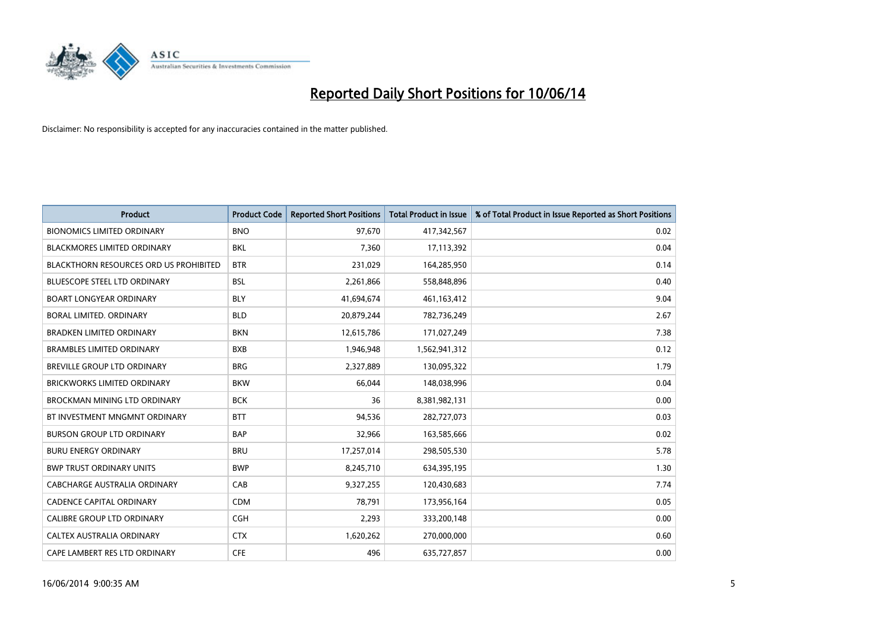# Reported Daily Short Positions for 10/06/14

Disclaimer: No responsibility is accepted for any inaccuracies contained in the matter published.

| Product | Product Code | Reported Short Positions | Total Product in Issue | % of Total Product in Issue Reported as Short Positions |
| --- | --- | --- | --- | --- |
| BIONOMICS LIMITED ORDINARY | BNO | 97,670 | 417,342,567 | 0.02 |
| BLACKMORES LIMITED ORDINARY | BKL | 7,360 | 17,113,392 | 0.04 |
| BLACKTHORN RESOURCES ORD US PROHIBITED | BTR | 231,029 | 164,285,950 | 0.14 |
| BLUESCOPE STEEL LTD ORDINARY | BSL | 2,261,866 | 558,848,896 | 0.40 |
| BOART LONGYEAR ORDINARY | BLY | 41,694,674 | 461,163,412 | 9.04 |
| BORAL LIMITED. ORDINARY | BLD | 20,879,244 | 782,736,249 | 2.67 |
| BRADKEN LIMITED ORDINARY | BKN | 12,615,786 | 171,027,249 | 7.38 |
| BRAMBLES LIMITED ORDINARY | BXB | 1,946,948 | 1,562,941,312 | 0.12 |
| BREVILLE GROUP LTD ORDINARY | BRG | 2,327,889 | 130,095,322 | 1.79 |
| BRICKWORKS LIMITED ORDINARY | BKW | 66,044 | 148,038,996 | 0.04 |
| BROCKMAN MINING LTD ORDINARY | BCK | 36 | 8,381,982,131 | 0.00 |
| BT INVESTMENT MNGMNT ORDINARY | BTT | 94,536 | 282,727,073 | 0.03 |
| BURSON GROUP LTD ORDINARY | BAP | 32,966 | 163,585,666 | 0.02 |
| BURU ENERGY ORDINARY | BRU | 17,257,014 | 298,505,530 | 5.78 |
| BWP TRUST ORDINARY UNITS | BWP | 8,245,710 | 634,395,195 | 1.30 |
| CABCHARGE AUSTRALIA ORDINARY | CAB | 9,327,255 | 120,430,683 | 7.74 |
| CADENCE CAPITAL ORDINARY | CDM | 78,791 | 173,956,164 | 0.05 |
| CALIBRE GROUP LTD ORDINARY | CGH | 2,293 | 333,200,148 | 0.00 |
| CALTEX AUSTRALIA ORDINARY | CTX | 1,620,262 | 270,000,000 | 0.60 |
| CAPE LAMBERT RES LTD ORDINARY | CFE | 496 | 635,727,857 | 0.00 |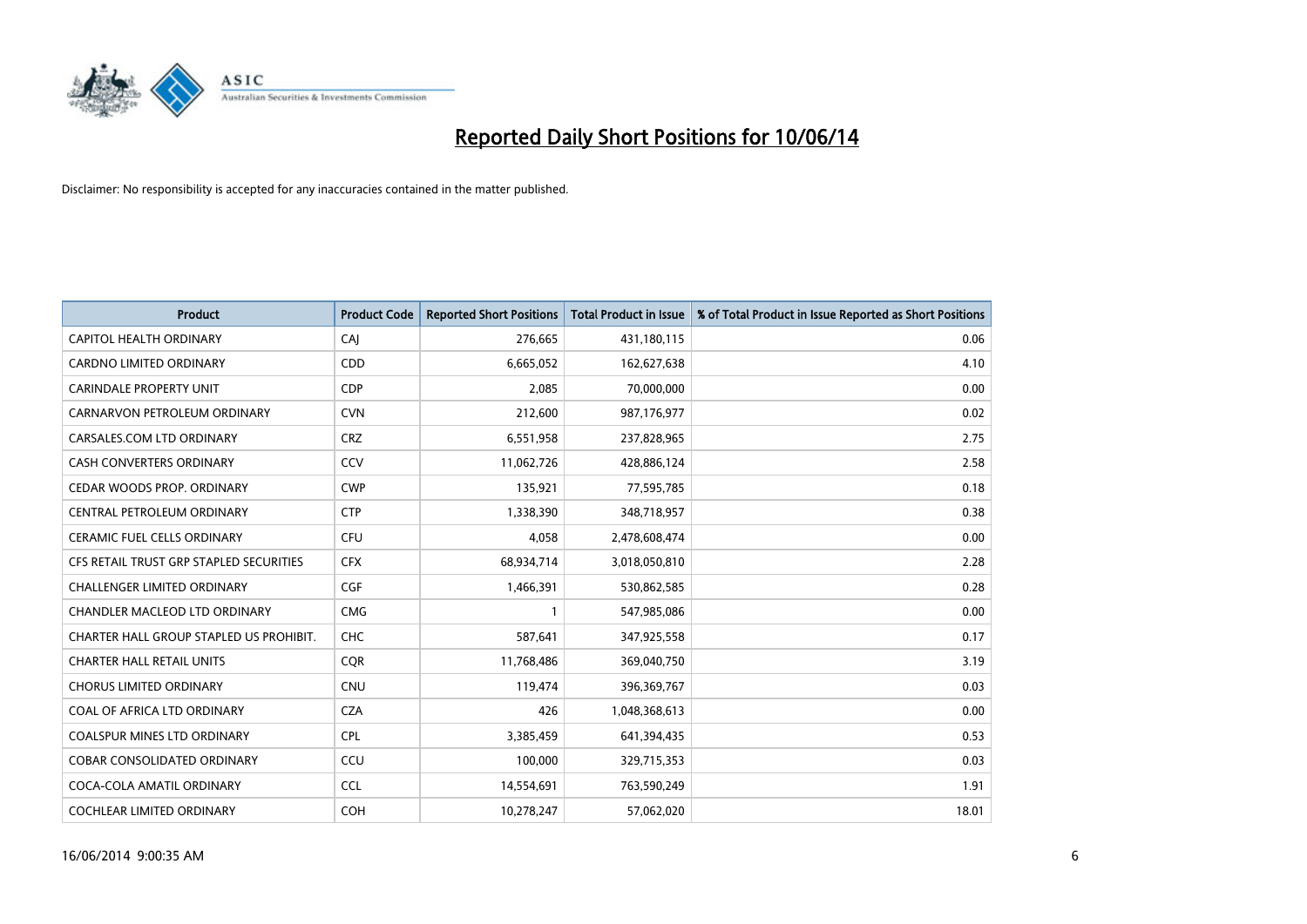# Reported Daily Short Positions for 10/06/14

Disclaimer: No responsibility is accepted for any inaccuracies contained in the matter published.

| Product | Product Code | Reported Short Positions | Total Product in Issue | % of Total Product in Issue Reported as Short Positions |
|---|---|---|---|---|
| CAPITOL HEALTH ORDINARY | CAJ | 276,665 | 431,180,115 | 0.06 |
| CARDNO LIMITED ORDINARY | CDD | 6,665,052 | 162,627,638 | 4.10 |
| CARINDALE PROPERTY UNIT | CDP | 2,085 | 70,000,000 | 0.00 |
| CARNARVON PETROLEUM ORDINARY | CVN | 212,600 | 987,176,977 | 0.02 |
| CARSALES.COM LTD ORDINARY | CRZ | 6,551,958 | 237,828,965 | 2.75 |
| CASH CONVERTERS ORDINARY | CCV | 11,062,726 | 428,886,124 | 2.58 |
| CEDAR WOODS PROP. ORDINARY | CWP | 135,921 | 77,595,785 | 0.18 |
| CENTRAL PETROLEUM ORDINARY | CTP | 1,338,390 | 348,718,957 | 0.38 |
| CERAMIC FUEL CELLS ORDINARY | CFU | 4,058 | 2,478,608,474 | 0.00 |
| CFS RETAIL TRUST GRP STAPLED SECURITIES | CFX | 68,934,714 | 3,018,050,810 | 2.28 |
| CHALLENGER LIMITED ORDINARY | CGF | 1,466,391 | 530,862,585 | 0.28 |
| CHANDLER MACLEOD LTD ORDINARY | CMG | 1 | 547,985,086 | 0.00 |
| CHARTER HALL GROUP STAPLED US PROHIBIT. | CHC | 587,641 | 347,925,558 | 0.17 |
| CHARTER HALL RETAIL UNITS | CQR | 11,768,486 | 369,040,750 | 3.19 |
| CHORUS LIMITED ORDINARY | CNU | 119,474 | 396,369,767 | 0.03 |
| COAL OF AFRICA LTD ORDINARY | CZA | 426 | 1,048,368,613 | 0.00 |
| COALSPUR MINES LTD ORDINARY | CPL | 3,385,459 | 641,394,435 | 0.53 |
| COBAR CONSOLIDATED ORDINARY | CCU | 100,000 | 329,715,353 | 0.03 |
| COCA-COLA AMATIL ORDINARY | CCL | 14,554,691 | 763,590,249 | 1.91 |
| COCHLEAR LIMITED ORDINARY | COH | 10,278,247 | 57,062,020 | 18.01 |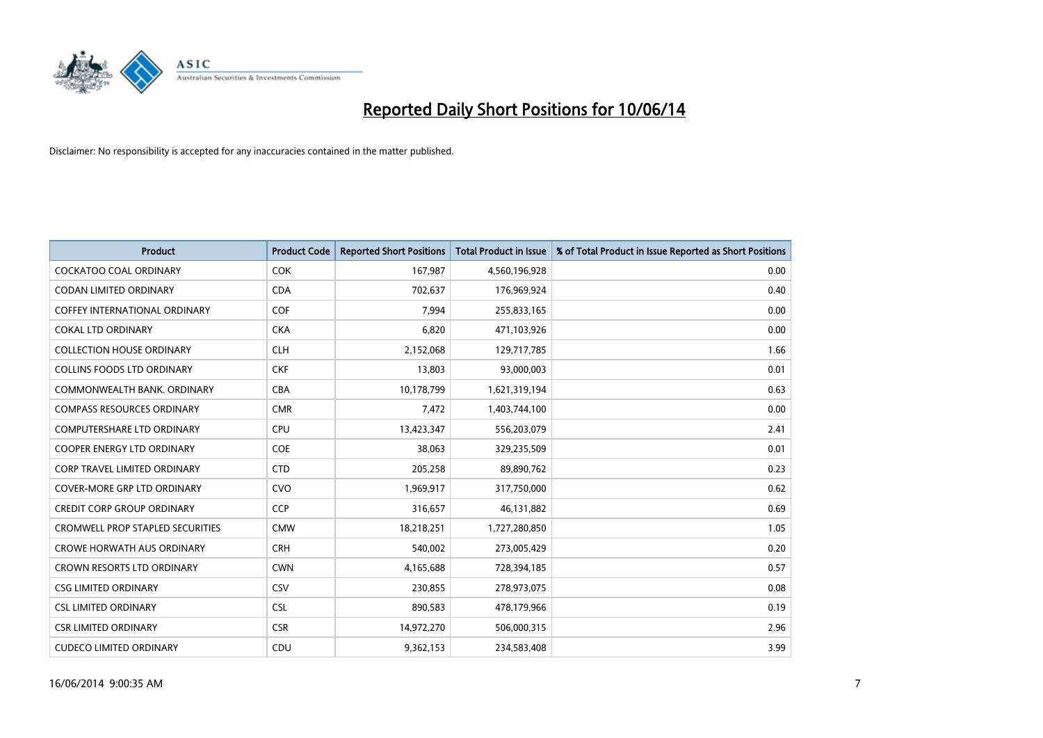# Reported Daily Short Positions for 10/06/14

Disclaimer: No responsibility is accepted for any inaccuracies contained in the matter published.

| Product | Product Code | Reported Short Positions | Total Product in Issue | % of Total Product in Issue Reported as Short Positions |
|---|---|---|---|---|
| COCKATOO COAL ORDINARY | COK | 167,987 | 4,560,196,928 | 0.00 |
| CODAN LIMITED ORDINARY | CDA | 702,637 | 176,969,924 | 0.40 |
| COFFEY INTERNATIONAL ORDINARY | COF | 7,994 | 255,833,165 | 0.00 |
| COKAL LTD ORDINARY | CKA | 6,820 | 471,103,926 | 0.00 |
| COLLECTION HOUSE ORDINARY | CLH | 2,152,068 | 129,717,785 | 1.66 |
| COLLINS FOODS LTD ORDINARY | CKF | 13,803 | 93,000,003 | 0.01 |
| COMMONWEALTH BANK. ORDINARY | CBA | 10,178,799 | 1,621,319,194 | 0.63 |
| COMPASS RESOURCES ORDINARY | CMR | 7,472 | 1,403,744,100 | 0.00 |
| COMPUTERSHARE LTD ORDINARY | CPU | 13,423,347 | 556,203,079 | 2.41 |
| COOPER ENERGY LTD ORDINARY | COE | 38,063 | 329,235,509 | 0.01 |
| CORP TRAVEL LIMITED ORDINARY | CTD | 205,258 | 89,890,762 | 0.23 |
| COVER-MORE GRP LTD ORDINARY | CVO | 1,969,917 | 317,750,000 | 0.62 |
| CREDIT CORP GROUP ORDINARY | CCP | 316,657 | 46,131,882 | 0.69 |
| CROMWELL PROP STAPLED SECURITIES | CMW | 18,218,251 | 1,727,280,850 | 1.05 |
| CROWE HORWATH AUS ORDINARY | CRH | 540,002 | 273,005,429 | 0.20 |
| CROWN RESORTS LTD ORDINARY | CWN | 4,165,688 | 728,394,185 | 0.57 |
| CSG LIMITED ORDINARY | CSV | 230,855 | 278,973,075 | 0.08 |
| CSL LIMITED ORDINARY | CSL | 890,583 | 478,179,966 | 0.19 |
| CSR LIMITED ORDINARY | CSR | 14,972,270 | 506,000,315 | 2.96 |
| CUDECO LIMITED ORDINARY | CDU | 9,362,153 | 234,583,408 | 3.99 |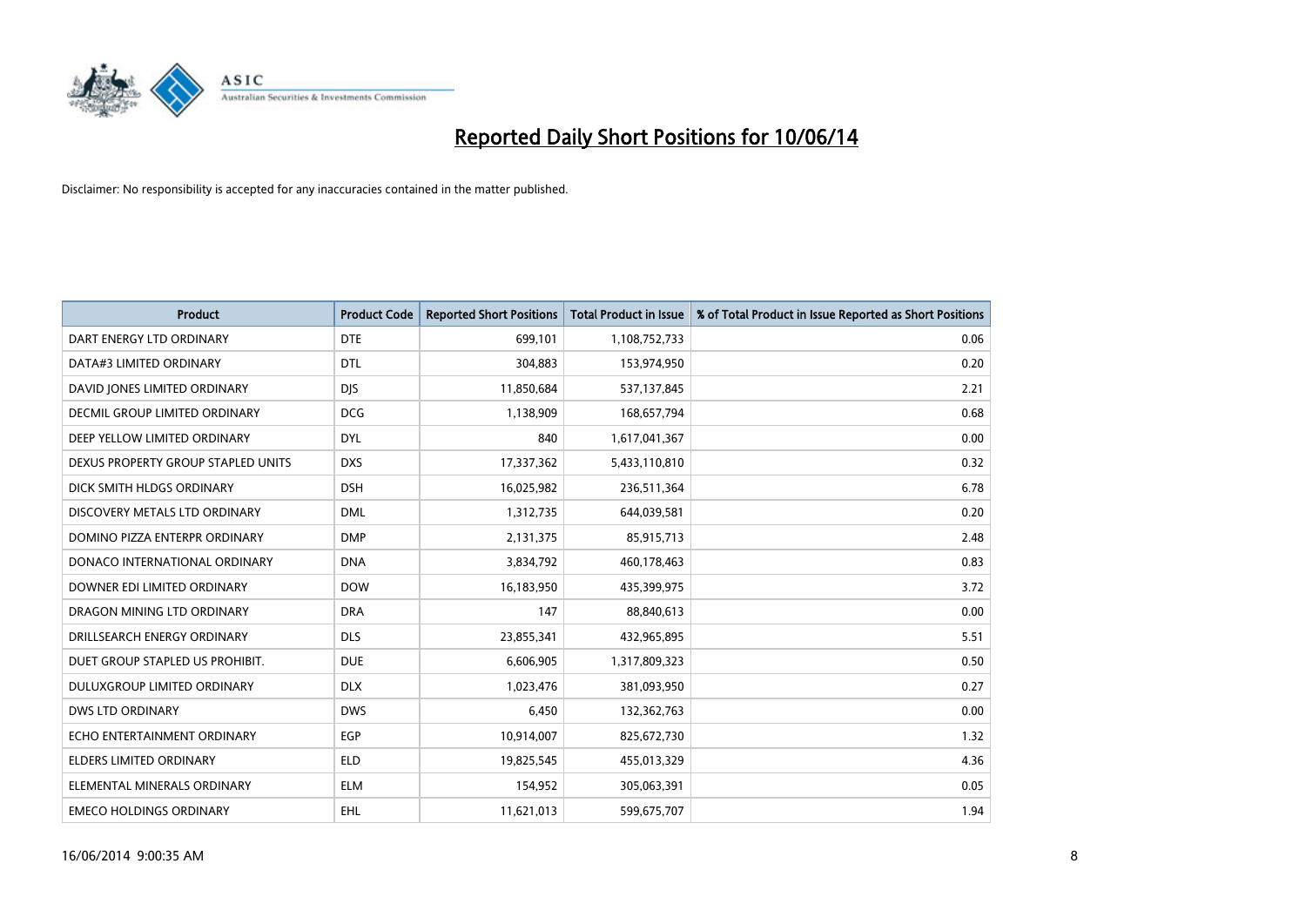# Reported Daily Short Positions for 10/06/14

Disclaimer: No responsibility is accepted for any inaccuracies contained in the matter published.

| Product | Product Code | Reported Short Positions | Total Product in Issue | % of Total Product in Issue Reported as Short Positions |
|---|---|---|---|---|
| DART ENERGY LTD ORDINARY | DTE | 699,101 | 1,108,752,733 | 0.06 |
| DATA#3 LIMITED ORDINARY | DTL | 304,883 | 153,974,950 | 0.20 |
| DAVID JONES LIMITED ORDINARY | DJS | 11,850,684 | 537,137,845 | 2.21 |
| DECMIL GROUP LIMITED ORDINARY | DCG | 1,138,909 | 168,657,794 | 0.68 |
| DEEP YELLOW LIMITED ORDINARY | DYL | 840 | 1,617,041,367 | 0.00 |
| DEXUS PROPERTY GROUP STAPLED UNITS | DXS | 17,337,362 | 5,433,110,810 | 0.32 |
| DICK SMITH HLDGS ORDINARY | DSH | 16,025,982 | 236,511,364 | 6.78 |
| DISCOVERY METALS LTD ORDINARY | DML | 1,312,735 | 644,039,581 | 0.20 |
| DOMINO PIZZA ENTERPR ORDINARY | DMP | 2,131,375 | 85,915,713 | 2.48 |
| DONACO INTERNATIONAL ORDINARY | DNA | 3,834,792 | 460,178,463 | 0.83 |
| DOWNER EDI LIMITED ORDINARY | DOW | 16,183,950 | 435,399,975 | 3.72 |
| DRAGON MINING LTD ORDINARY | DRA | 147 | 88,840,613 | 0.00 |
| DRILLSEARCH ENERGY ORDINARY | DLS | 23,855,341 | 432,965,895 | 5.51 |
| DUET GROUP STAPLED US PROHIBIT. | DUE | 6,606,905 | 1,317,809,323 | 0.50 |
| DULUXGROUP LIMITED ORDINARY | DLX | 1,023,476 | 381,093,950 | 0.27 |
| DWS LTD ORDINARY | DWS | 6,450 | 132,362,763 | 0.00 |
| ECHO ENTERTAINMENT ORDINARY | EGP | 10,914,007 | 825,672,730 | 1.32 |
| ELDERS LIMITED ORDINARY | ELD | 19,825,545 | 455,013,329 | 4.36 |
| ELEMENTAL MINERALS ORDINARY | ELM | 154,952 | 305,063,391 | 0.05 |
| EMECO HOLDINGS ORDINARY | EHL | 11,621,013 | 599,675,707 | 1.94 |

16/06/2014 9:00:35 AM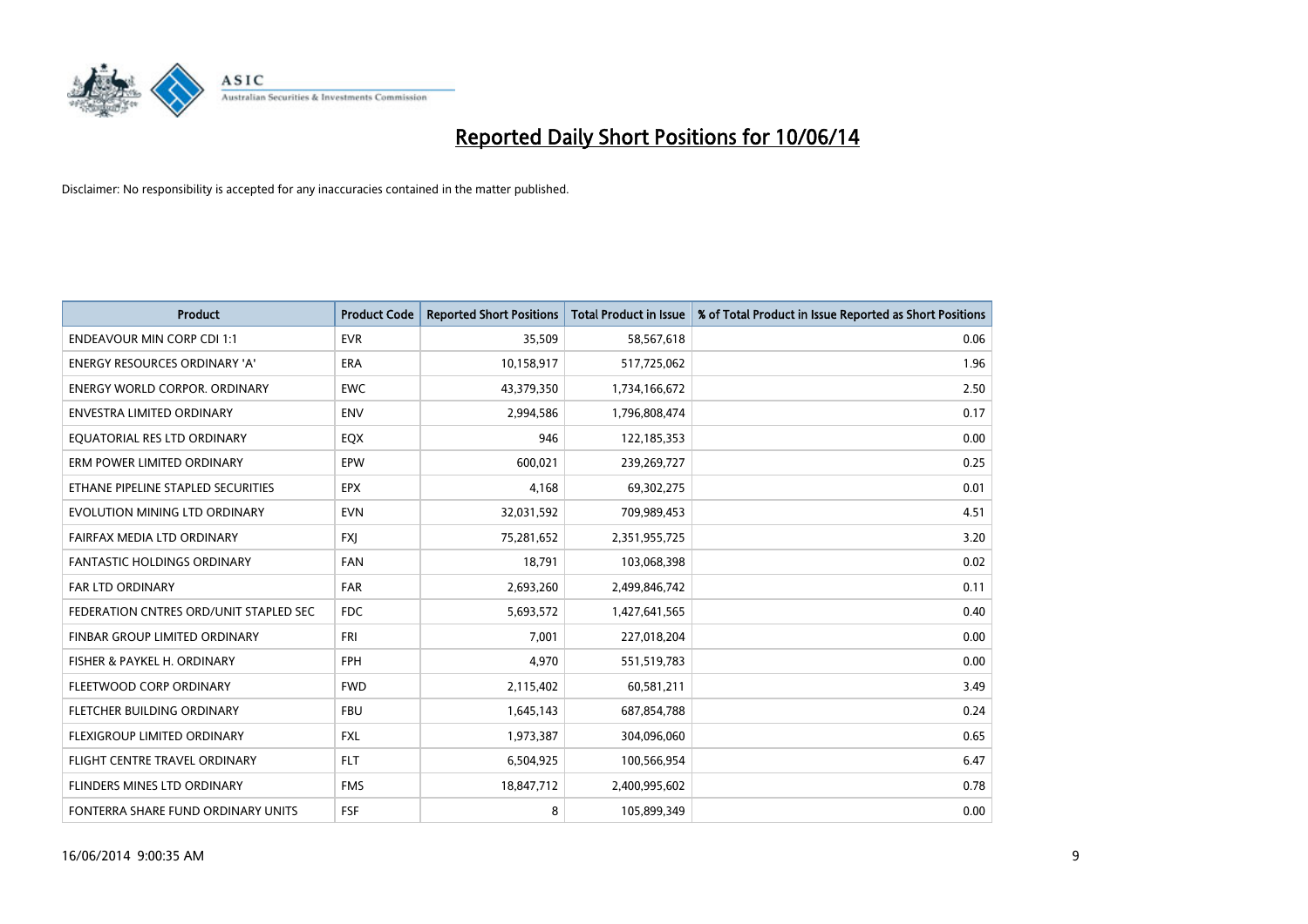# Reported Daily Short Positions for 10/06/14

Disclaimer: No responsibility is accepted for any inaccuracies contained in the matter published.

| Product | Product Code | Reported Short Positions | Total Product in Issue | % of Total Product in Issue Reported as Short Positions |
|---|---|---|---|---|
| ENDEAVOUR MIN CORP CDI 1:1 | EVR | 35,509 | 58,567,618 | 0.06 |
| ENERGY RESOURCES ORDINARY 'A' | ERA | 10,158,917 | 517,725,062 | 1.96 |
| ENERGY WORLD CORPOR. ORDINARY | EWC | 43,379,350 | 1,734,166,672 | 2.50 |
| ENVESTRA LIMITED ORDINARY | ENV | 2,994,586 | 1,796,808,474 | 0.17 |
| EQUATORIAL RES LTD ORDINARY | EQX | 946 | 122,185,353 | 0.00 |
| ERM POWER LIMITED ORDINARY | EPW | 600,021 | 239,269,727 | 0.25 |
| ETHANE PIPELINE STAPLED SECURITIES | EPX | 4,168 | 69,302,275 | 0.01 |
| EVOLUTION MINING LTD ORDINARY | EVN | 32,031,592 | 709,989,453 | 4.51 |
| FAIRFAX MEDIA LTD ORDINARY | FXJ | 75,281,652 | 2,351,955,725 | 3.20 |
| FANTASTIC HOLDINGS ORDINARY | FAN | 18,791 | 103,068,398 | 0.02 |
| FAR LTD ORDINARY | FAR | 2,693,260 | 2,499,846,742 | 0.11 |
| FEDERATION CNTRES ORD/UNIT STAPLED SEC | FDC | 5,693,572 | 1,427,641,565 | 0.40 |
| FINBAR GROUP LIMITED ORDINARY | FRI | 7,001 | 227,018,204 | 0.00 |
| FISHER & PAYKEL H. ORDINARY | FPH | 4,970 | 551,519,783 | 0.00 |
| FLEETWOOD CORP ORDINARY | FWD | 2,115,402 | 60,581,211 | 3.49 |
| FLETCHER BUILDING ORDINARY | FBU | 1,645,143 | 687,854,788 | 0.24 |
| FLEXIGROUP LIMITED ORDINARY | FXL | 1,973,387 | 304,096,060 | 0.65 |
| FLIGHT CENTRE TRAVEL ORDINARY | FLT | 6,504,925 | 100,566,954 | 6.47 |
| FLINDERS MINES LTD ORDINARY | FMS | 18,847,712 | 2,400,995,602 | 0.78 |
| FONTERRA SHARE FUND ORDINARY UNITS | FSF | 8 | 105,899,349 | 0.00 |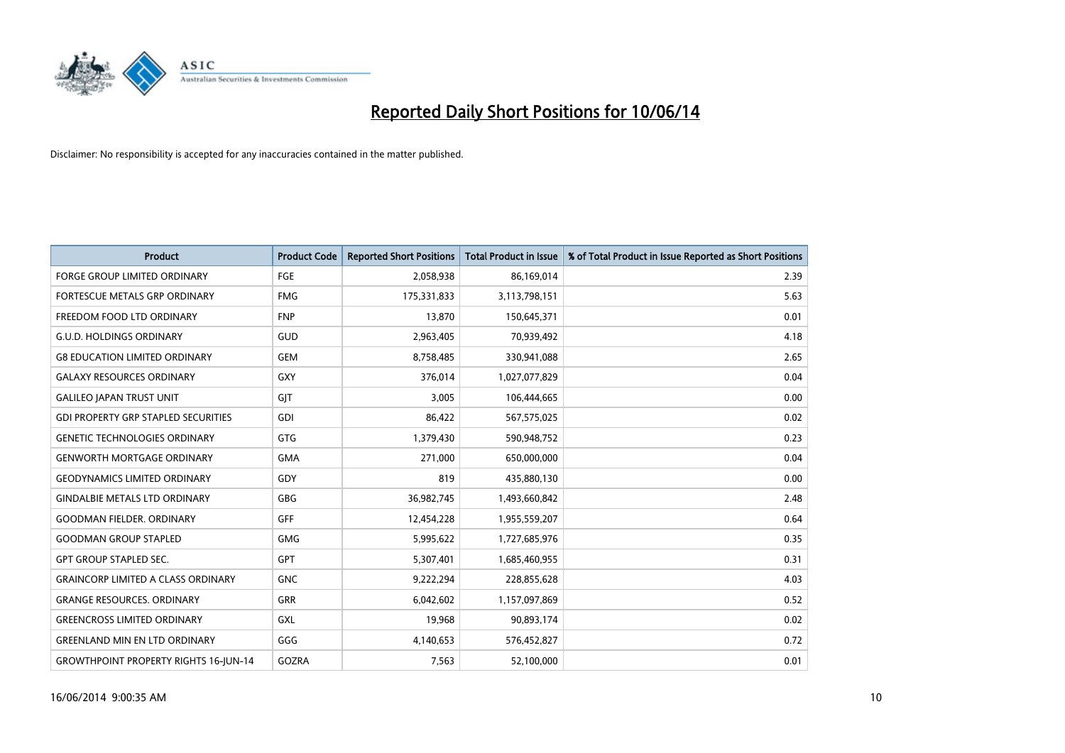# Reported Daily Short Positions for 10/06/14

Disclaimer: No responsibility is accepted for any inaccuracies contained in the matter published.

| Product | Product Code | Reported Short Positions | Total Product in Issue | % of Total Product in Issue Reported as Short Positions |
|---|---|---|---|---|
| FORGE GROUP LIMITED ORDINARY | FGE | 2,058,938 | 86,169,014 | 2.39 |
| FORTESCUE METALS GRP ORDINARY | FMG | 175,331,833 | 3,113,798,151 | 5.63 |
| FREEDOM FOOD LTD ORDINARY | FNP | 13,870 | 150,645,371 | 0.01 |
| G.U.D. HOLDINGS ORDINARY | GUD | 2,963,405 | 70,939,492 | 4.18 |
| G8 EDUCATION LIMITED ORDINARY | GEM | 8,758,485 | 330,941,088 | 2.65 |
| GALAXY RESOURCES ORDINARY | GXY | 376,014 | 1,027,077,829 | 0.04 |
| GALILEO JAPAN TRUST UNIT | GJT | 3,005 | 106,444,665 | 0.00 |
| GDI PROPERTY GRP STAPLED SECURITIES | GDI | 86,422 | 567,575,025 | 0.02 |
| GENETIC TECHNOLOGIES ORDINARY | GTG | 1,379,430 | 590,948,752 | 0.23 |
| GENWORTH MORTGAGE ORDINARY | GMA | 271,000 | 650,000,000 | 0.04 |
| GEODYNAMICS LIMITED ORDINARY | GDY | 819 | 435,880,130 | 0.00 |
| GINDALBIE METALS LTD ORDINARY | GBG | 36,982,745 | 1,493,660,842 | 2.48 |
| GOODMAN FIELDER. ORDINARY | GFF | 12,454,228 | 1,955,559,207 | 0.64 |
| GOODMAN GROUP STAPLED | GMG | 5,995,622 | 1,727,685,976 | 0.35 |
| GPT GROUP STAPLED SEC. | GPT | 5,307,401 | 1,685,460,955 | 0.31 |
| GRAINCORP LIMITED A CLASS ORDINARY | GNC | 9,222,294 | 228,855,628 | 4.03 |
| GRANGE RESOURCES. ORDINARY | GRR | 6,042,602 | 1,157,097,869 | 0.52 |
| GREENCROSS LIMITED ORDINARY | GXL | 19,968 | 90,893,174 | 0.02 |
| GREENLAND MIN EN LTD ORDINARY | GGG | 4,140,653 | 576,452,827 | 0.72 |
| GROWTHPOINT PROPERTY RIGHTS 16-JUN-14 | GOZRA | 7,563 | 52,100,000 | 0.01 |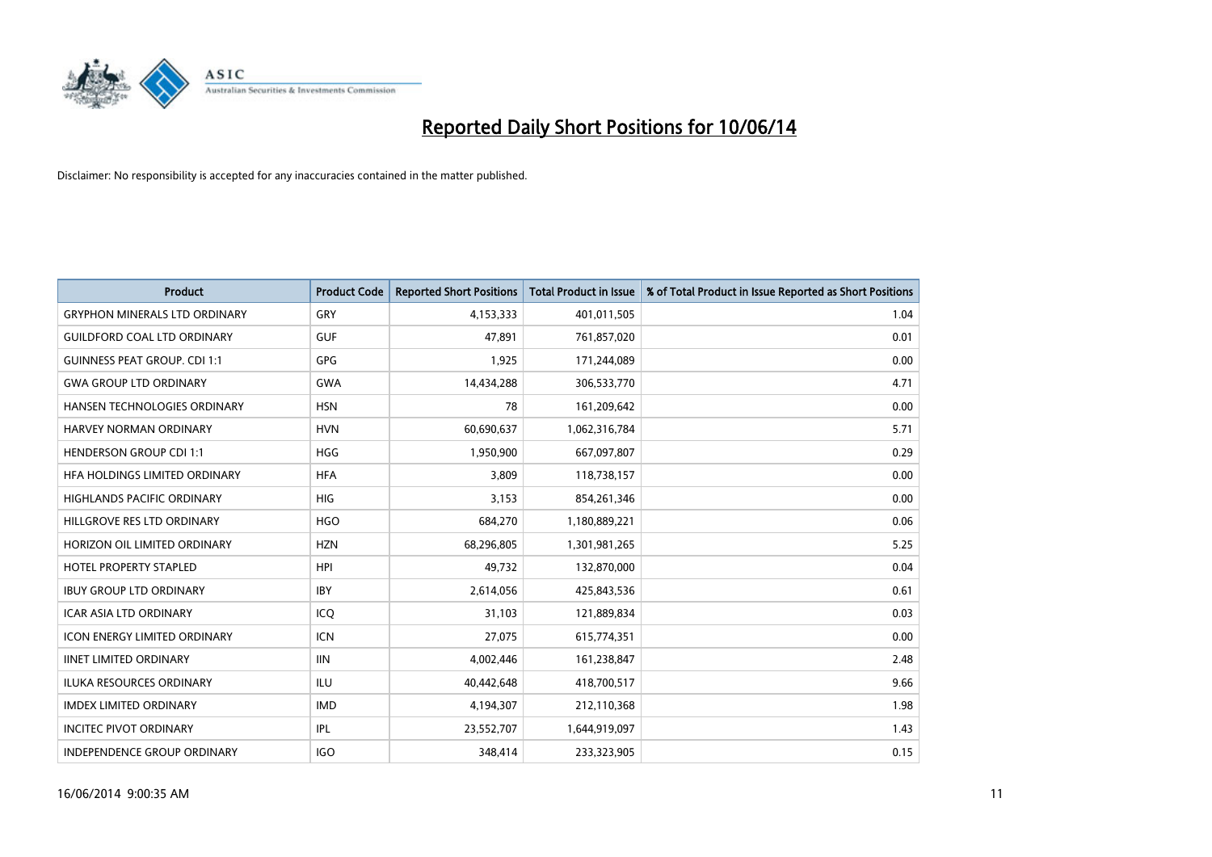# Reported Daily Short Positions for 10/06/14

Disclaimer: No responsibility is accepted for any inaccuracies contained in the matter published.

| Product | Product Code | Reported Short Positions | Total Product in Issue | % of Total Product in Issue Reported as Short Positions |
|---|---|---|---|---|
| GRYPHON MINERALS LTD ORDINARY | GRY | 4,153,333 | 401,011,505 | 1.04 |
| GUILDFORD COAL LTD ORDINARY | GUF | 47,891 | 761,857,020 | 0.01 |
| GUINNESS PEAT GROUP. CDI 1:1 | GPG | 1,925 | 171,244,089 | 0.00 |
| GWA GROUP LTD ORDINARY | GWA | 14,434,288 | 306,533,770 | 4.71 |
| HANSEN TECHNOLOGIES ORDINARY | HSN | 78 | 161,209,642 | 0.00 |
| HARVEY NORMAN ORDINARY | HVN | 60,690,637 | 1,062,316,784 | 5.71 |
| HENDERSON GROUP CDI 1:1 | HGG | 1,950,900 | 667,097,807 | 0.29 |
| HFA HOLDINGS LIMITED ORDINARY | HFA | 3,809 | 118,738,157 | 0.00 |
| HIGHLANDS PACIFIC ORDINARY | HIG | 3,153 | 854,261,346 | 0.00 |
| HILLGROVE RES LTD ORDINARY | HGO | 684,270 | 1,180,889,221 | 0.06 |
| HORIZON OIL LIMITED ORDINARY | HZN | 68,296,805 | 1,301,981,265 | 5.25 |
| HOTEL PROPERTY STAPLED | HPI | 49,732 | 132,870,000 | 0.04 |
| IBUY GROUP LTD ORDINARY | IBY | 2,614,056 | 425,843,536 | 0.61 |
| ICAR ASIA LTD ORDINARY | ICQ | 31,103 | 121,889,834 | 0.03 |
| ICON ENERGY LIMITED ORDINARY | ICN | 27,075 | 615,774,351 | 0.00 |
| IINET LIMITED ORDINARY | IIN | 4,002,446 | 161,238,847 | 2.48 |
| ILUKA RESOURCES ORDINARY | ILU | 40,442,648 | 418,700,517 | 9.66 |
| IMDEX LIMITED ORDINARY | IMD | 4,194,307 | 212,110,368 | 1.98 |
| INCITEC PIVOT ORDINARY | IPL | 23,552,707 | 1,644,919,097 | 1.43 |
| INDEPENDENCE GROUP ORDINARY | IGO | 348,414 | 233,323,905 | 0.15 |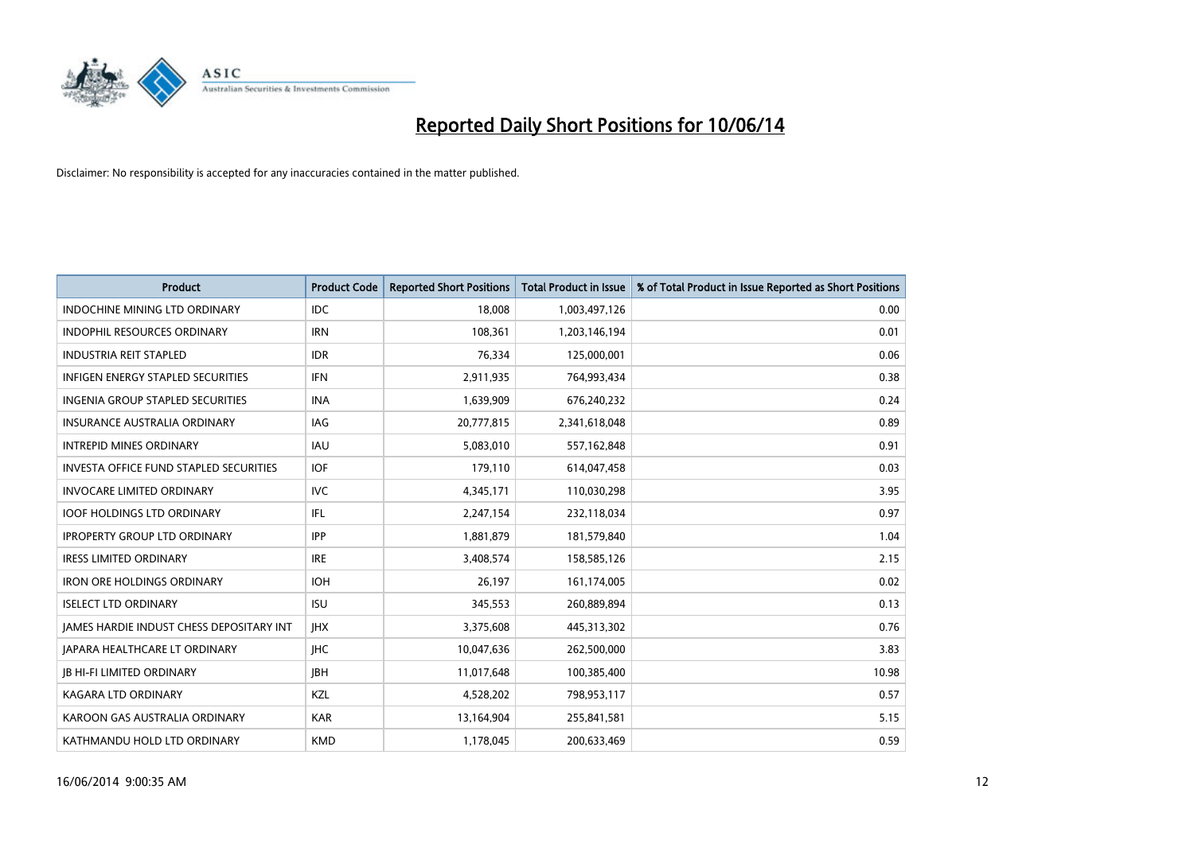# Reported Daily Short Positions for 10/06/14

Disclaimer: No responsibility is accepted for any inaccuracies contained in the matter published.

| Product | Product Code | Reported Short Positions | Total Product in Issue | % of Total Product in Issue Reported as Short Positions |
| --- | --- | --- | --- | --- |
| INDOCHINE MINING LTD ORDINARY | IDC | 18,008 | 1,003,497,126 | 0.00 |
| INDOPHIL RESOURCES ORDINARY | IRN | 108,361 | 1,203,146,194 | 0.01 |
| INDUSTRIA REIT STAPLED | IDR | 76,334 | 125,000,001 | 0.06 |
| INFIGEN ENERGY STAPLED SECURITIES | IFN | 2,911,935 | 764,993,434 | 0.38 |
| INGENIA GROUP STAPLED SECURITIES | INA | 1,639,909 | 676,240,232 | 0.24 |
| INSURANCE AUSTRALIA ORDINARY | IAG | 20,777,815 | 2,341,618,048 | 0.89 |
| INTREPID MINES ORDINARY | IAU | 5,083,010 | 557,162,848 | 0.91 |
| INVESTA OFFICE FUND STAPLED SECURITIES | IOF | 179,110 | 614,047,458 | 0.03 |
| INVOCARE LIMITED ORDINARY | IVC | 4,345,171 | 110,030,298 | 3.95 |
| IOOF HOLDINGS LTD ORDINARY | IFL | 2,247,154 | 232,118,034 | 0.97 |
| IPROPERTY GROUP LTD ORDINARY | IPP | 1,881,879 | 181,579,840 | 1.04 |
| IRESS LIMITED ORDINARY | IRE | 3,408,574 | 158,585,126 | 2.15 |
| IRON ORE HOLDINGS ORDINARY | IOH | 26,197 | 161,174,005 | 0.02 |
| ISELECT LTD ORDINARY | ISU | 345,553 | 260,889,894 | 0.13 |
| JAMES HARDIE INDUST CHESS DEPOSITARY INT | JHX | 3,375,608 | 445,313,302 | 0.76 |
| JAPARA HEALTHCARE LT ORDINARY | JHC | 10,047,636 | 262,500,000 | 3.83 |
| JB HI-FI LIMITED ORDINARY | JBH | 11,017,648 | 100,385,400 | 10.98 |
| KAGARA LTD ORDINARY | KZL | 4,528,202 | 798,953,117 | 0.57 |
| KAROON GAS AUSTRALIA ORDINARY | KAR | 13,164,904 | 255,841,581 | 5.15 |
| KATHMANDU HOLD LTD ORDINARY | KMD | 1,178,045 | 200,633,469 | 0.59 |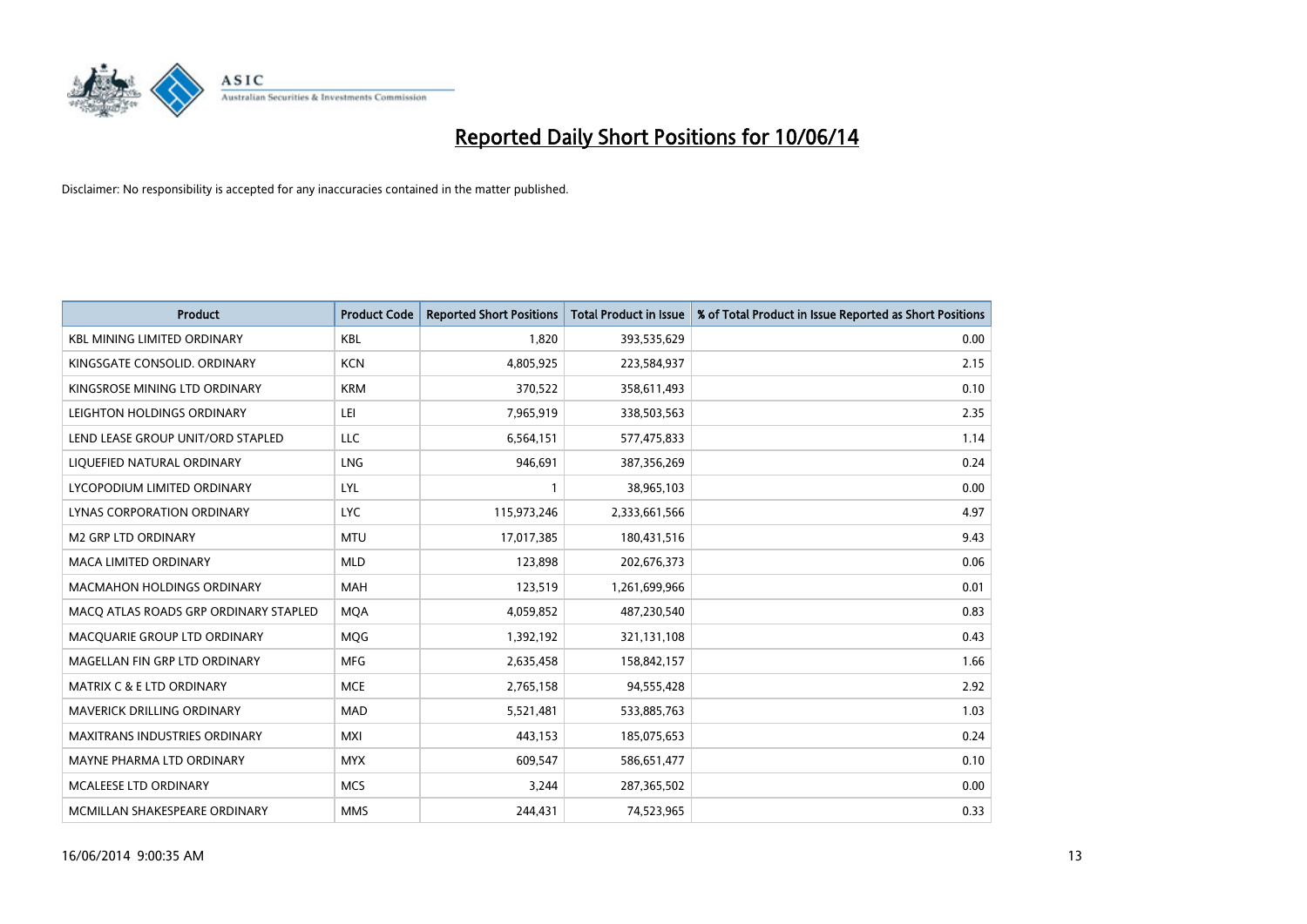# Reported Daily Short Positions for 10/06/14

Disclaimer: No responsibility is accepted for any inaccuracies contained in the matter published.

| Product | Product Code | Reported Short Positions | Total Product in Issue | % of Total Product in Issue Reported as Short Positions |
|---|---|---|---|---|
| KBL MINING LIMITED ORDINARY | KBL | 1,820 | 393,535,629 | 0.00 |
| KINGSGATE CONSOLID. ORDINARY | KCN | 4,805,925 | 223,584,937 | 2.15 |
| KINGSROSE MINING LTD ORDINARY | KRM | 370,522 | 358,611,493 | 0.10 |
| LEIGHTON HOLDINGS ORDINARY | LEI | 7,965,919 | 338,503,563 | 2.35 |
| LEND LEASE GROUP UNIT/ORD STAPLED | LLC | 6,564,151 | 577,475,833 | 1.14 |
| LIQUEFIED NATURAL ORDINARY | LNG | 946,691 | 387,356,269 | 0.24 |
| LYCOPODIUM LIMITED ORDINARY | LYL | 1 | 38,965,103 | 0.00 |
| LYNAS CORPORATION ORDINARY | LYC | 115,973,246 | 2,333,661,566 | 4.97 |
| M2 GRP LTD ORDINARY | MTU | 17,017,385 | 180,431,516 | 9.43 |
| MACA LIMITED ORDINARY | MLD | 123,898 | 202,676,373 | 0.06 |
| MACMAHON HOLDINGS ORDINARY | MAH | 123,519 | 1,261,699,966 | 0.01 |
| MACQ ATLAS ROADS GRP ORDINARY STAPLED | MQA | 4,059,852 | 487,230,540 | 0.83 |
| MACQUARIE GROUP LTD ORDINARY | MQG | 1,392,192 | 321,131,108 | 0.43 |
| MAGELLAN FIN GRP LTD ORDINARY | MFG | 2,635,458 | 158,842,157 | 1.66 |
| MATRIX C & E LTD ORDINARY | MCE | 2,765,158 | 94,555,428 | 2.92 |
| MAVERICK DRILLING ORDINARY | MAD | 5,521,481 | 533,885,763 | 1.03 |
| MAXITRANS INDUSTRIES ORDINARY | MXI | 443,153 | 185,075,653 | 0.24 |
| MAYNE PHARMA LTD ORDINARY | MYX | 609,547 | 586,651,477 | 0.10 |
| MCALEESE LTD ORDINARY | MCS | 3,244 | 287,365,502 | 0.00 |
| MCMILLAN SHAKESPEARE ORDINARY | MMS | 244,431 | 74,523,965 | 0.33 |

16/06/2014 9:00:35 AM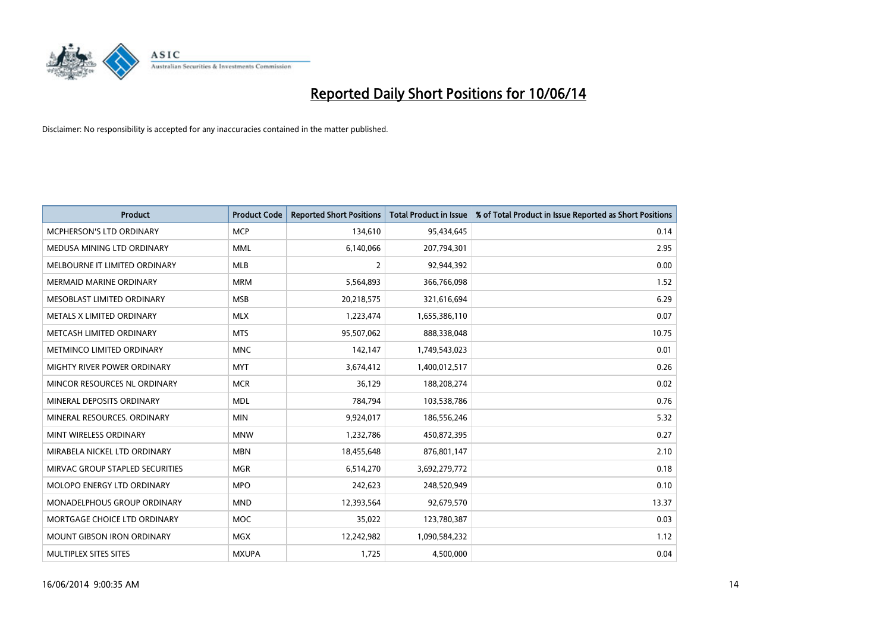# Reported Daily Short Positions for 10/06/14

Disclaimer: No responsibility is accepted for any inaccuracies contained in the matter published.

| Product | Product Code | Reported Short Positions | Total Product in Issue | % of Total Product in Issue Reported as Short Positions |
|---|---|---|---|---|
| MCPHERSON'S LTD ORDINARY | MCP | 134,610 | 95,434,645 | 0.14 |
| MEDUSA MINING LTD ORDINARY | MML | 6,140,066 | 207,794,301 | 2.95 |
| MELBOURNE IT LIMITED ORDINARY | MLB | 2 | 92,944,392 | 0.00 |
| MERMAID MARINE ORDINARY | MRM | 5,564,893 | 366,766,098 | 1.52 |
| MESOBLAST LIMITED ORDINARY | MSB | 20,218,575 | 321,616,694 | 6.29 |
| METALS X LIMITED ORDINARY | MLX | 1,223,474 | 1,655,386,110 | 0.07 |
| METCASH LIMITED ORDINARY | MTS | 95,507,062 | 888,338,048 | 10.75 |
| METMINCO LIMITED ORDINARY | MNC | 142,147 | 1,749,543,023 | 0.01 |
| MIGHTY RIVER POWER ORDINARY | MYT | 3,674,412 | 1,400,012,517 | 0.26 |
| MINCOR RESOURCES NL ORDINARY | MCR | 36,129 | 188,208,274 | 0.02 |
| MINERAL DEPOSITS ORDINARY | MDL | 784,794 | 103,538,786 | 0.76 |
| MINERAL RESOURCES. ORDINARY | MIN | 9,924,017 | 186,556,246 | 5.32 |
| MINT WIRELESS ORDINARY | MNW | 1,232,786 | 450,872,395 | 0.27 |
| MIRABELA NICKEL LTD ORDINARY | MBN | 18,455,648 | 876,801,147 | 2.10 |
| MIRVAC GROUP STAPLED SECURITIES | MGR | 6,514,270 | 3,692,279,772 | 0.18 |
| MOLOPO ENERGY LTD ORDINARY | MPO | 242,623 | 248,520,949 | 0.10 |
| MONADELPHOUS GROUP ORDINARY | MND | 12,393,564 | 92,679,570 | 13.37 |
| MORTGAGE CHOICE LTD ORDINARY | MOC | 35,022 | 123,780,387 | 0.03 |
| MOUNT GIBSON IRON ORDINARY | MGX | 12,242,982 | 1,090,584,232 | 1.12 |
| MULTIPLEX SITES SITES | MXUPA | 1,725 | 4,500,000 | 0.04 |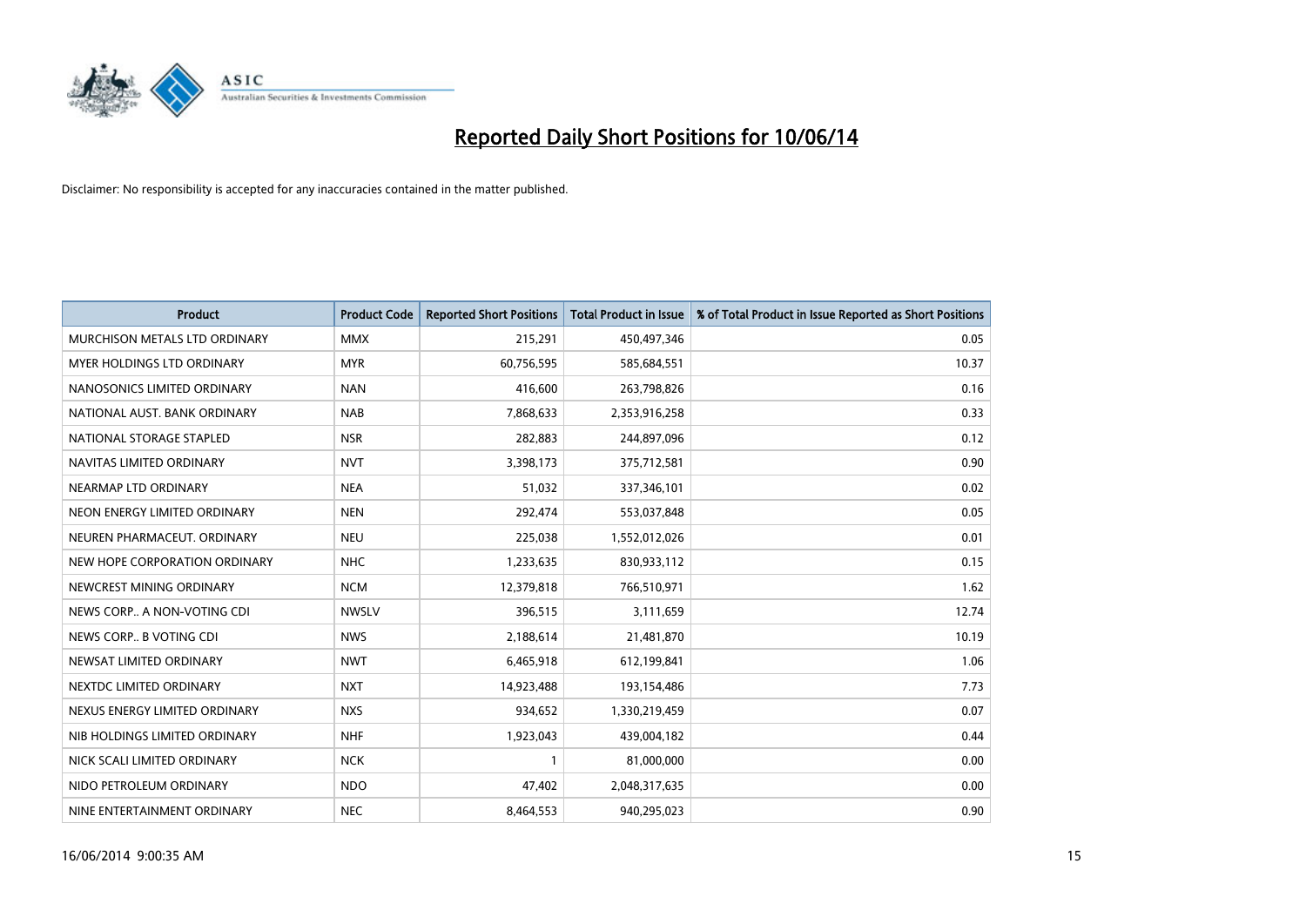# Reported Daily Short Positions for 10/06/14

Disclaimer: No responsibility is accepted for any inaccuracies contained in the matter published.

| Product | Product Code | Reported Short Positions | Total Product in Issue | % of Total Product in Issue Reported as Short Positions |
|---|---|---|---|---|
| MURCHISON METALS LTD ORDINARY | MMX | 215,291 | 450,497,346 | 0.05 |
| MYER HOLDINGS LTD ORDINARY | MYR | 60,756,595 | 585,684,551 | 10.37 |
| NANOSONICS LIMITED ORDINARY | NAN | 416,600 | 263,798,826 | 0.16 |
| NATIONAL AUST. BANK ORDINARY | NAB | 7,868,633 | 2,353,916,258 | 0.33 |
| NATIONAL STORAGE STAPLED | NSR | 282,883 | 244,897,096 | 0.12 |
| NAVITAS LIMITED ORDINARY | NVT | 3,398,173 | 375,712,581 | 0.90 |
| NEARMAP LTD ORDINARY | NEA | 51,032 | 337,346,101 | 0.02 |
| NEON ENERGY LIMITED ORDINARY | NEN | 292,474 | 553,037,848 | 0.05 |
| NEUREN PHARMACEUT. ORDINARY | NEU | 225,038 | 1,552,012,026 | 0.01 |
| NEW HOPE CORPORATION ORDINARY | NHC | 1,233,635 | 830,933,112 | 0.15 |
| NEWCREST MINING ORDINARY | NCM | 12,379,818 | 766,510,971 | 1.62 |
| NEWS CORP.. A NON-VOTING CDI | NWSLV | 396,515 | 3,111,659 | 12.74 |
| NEWS CORP.. B VOTING CDI | NWS | 2,188,614 | 21,481,870 | 10.19 |
| NEWSAT LIMITED ORDINARY | NWT | 6,465,918 | 612,199,841 | 1.06 |
| NEXTDC LIMITED ORDINARY | NXT | 14,923,488 | 193,154,486 | 7.73 |
| NEXUS ENERGY LIMITED ORDINARY | NXS | 934,652 | 1,330,219,459 | 0.07 |
| NIB HOLDINGS LIMITED ORDINARY | NHF | 1,923,043 | 439,004,182 | 0.44 |
| NICK SCALI LIMITED ORDINARY | NCK | 1 | 81,000,000 | 0.00 |
| NIDO PETROLEUM ORDINARY | NDO | 47,402 | 2,048,317,635 | 0.00 |
| NINE ENTERTAINMENT ORDINARY | NEC | 8,464,553 | 940,295,023 | 0.90 |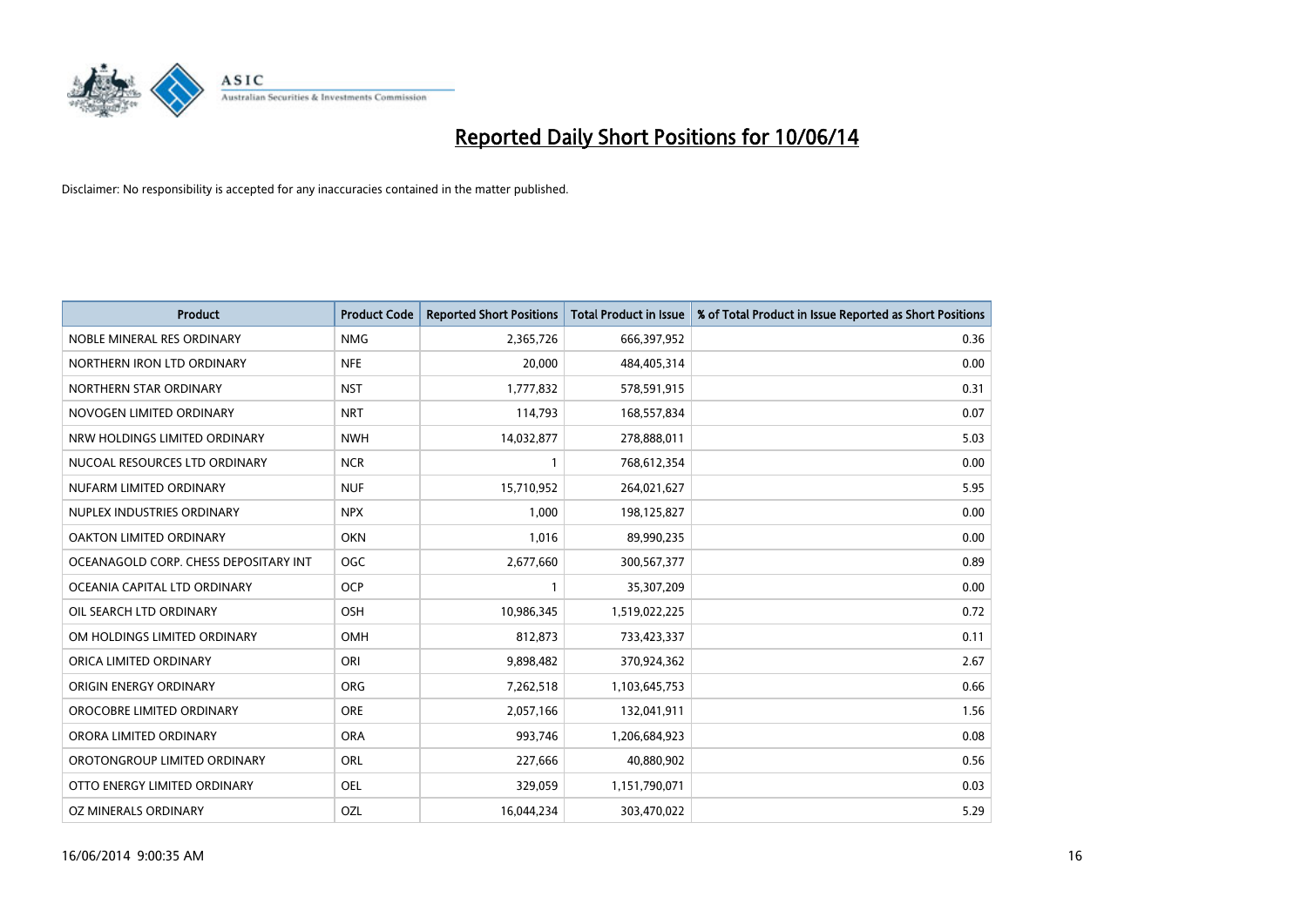# Reported Daily Short Positions for 10/06/14

Disclaimer: No responsibility is accepted for any inaccuracies contained in the matter published.

| Product | Product Code | Reported Short Positions | Total Product in Issue | % of Total Product in Issue Reported as Short Positions |
|---|---|---|---|---|
| NOBLE MINERAL RES ORDINARY | NMG | 2,365,726 | 666,397,952 | 0.36 |
| NORTHERN IRON LTD ORDINARY | NFE | 20,000 | 484,405,314 | 0.00 |
| NORTHERN STAR ORDINARY | NST | 1,777,832 | 578,591,915 | 0.31 |
| NOVOGEN LIMITED ORDINARY | NRT | 114,793 | 168,557,834 | 0.07 |
| NRW HOLDINGS LIMITED ORDINARY | NWH | 14,032,877 | 278,888,011 | 5.03 |
| NUCOAL RESOURCES LTD ORDINARY | NCR | 1 | 768,612,354 | 0.00 |
| NUFARM LIMITED ORDINARY | NUF | 15,710,952 | 264,021,627 | 5.95 |
| NUPLEX INDUSTRIES ORDINARY | NPX | 1,000 | 198,125,827 | 0.00 |
| OAKTON LIMITED ORDINARY | OKN | 1,016 | 89,990,235 | 0.00 |
| OCEANAGOLD CORP. CHESS DEPOSITARY INT | OGC | 2,677,660 | 300,567,377 | 0.89 |
| OCEANIA CAPITAL LTD ORDINARY | OCP | 1 | 35,307,209 | 0.00 |
| OIL SEARCH LTD ORDINARY | OSH | 10,986,345 | 1,519,022,225 | 0.72 |
| OM HOLDINGS LIMITED ORDINARY | OMH | 812,873 | 733,423,337 | 0.11 |
| ORICA LIMITED ORDINARY | ORI | 9,898,482 | 370,924,362 | 2.67 |
| ORIGIN ENERGY ORDINARY | ORG | 7,262,518 | 1,103,645,753 | 0.66 |
| OROCOBRE LIMITED ORDINARY | ORE | 2,057,166 | 132,041,911 | 1.56 |
| ORORA LIMITED ORDINARY | ORA | 993,746 | 1,206,684,923 | 0.08 |
| OROTONGROUP LIMITED ORDINARY | ORL | 227,666 | 40,880,902 | 0.56 |
| OTTO ENERGY LIMITED ORDINARY | OEL | 329,059 | 1,151,790,071 | 0.03 |
| OZ MINERALS ORDINARY | OZL | 16,044,234 | 303,470,022 | 5.29 |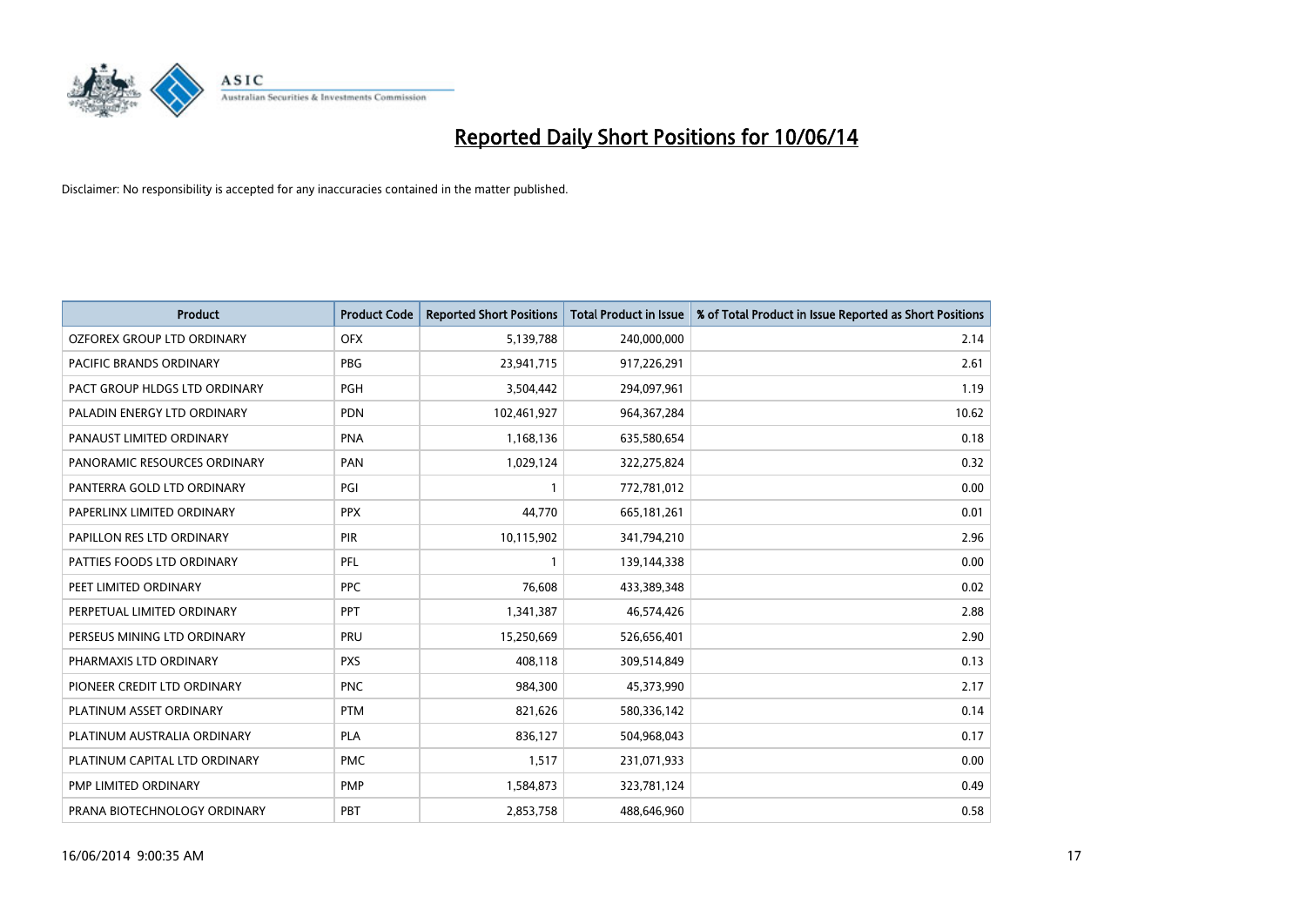# Reported Daily Short Positions for 10/06/14

Disclaimer: No responsibility is accepted for any inaccuracies contained in the matter published.

| Product | Product Code | Reported Short Positions | Total Product in Issue | % of Total Product in Issue Reported as Short Positions |
|---|---|---|---|---|
| OZFOREX GROUP LTD ORDINARY | OFX | 5,139,788 | 240,000,000 | 2.14 |
| PACIFIC BRANDS ORDINARY | PBG | 23,941,715 | 917,226,291 | 2.61 |
| PACT GROUP HLDGS LTD ORDINARY | PGH | 3,504,442 | 294,097,961 | 1.19 |
| PALADIN ENERGY LTD ORDINARY | PDN | 102,461,927 | 964,367,284 | 10.62 |
| PANAUST LIMITED ORDINARY | PNA | 1,168,136 | 635,580,654 | 0.18 |
| PANORAMIC RESOURCES ORDINARY | PAN | 1,029,124 | 322,275,824 | 0.32 |
| PANTERRA GOLD LTD ORDINARY | PGI | 1 | 772,781,012 | 0.00 |
| PAPERLINX LIMITED ORDINARY | PPX | 44,770 | 665,181,261 | 0.01 |
| PAPILLON RES LTD ORDINARY | PIR | 10,115,902 | 341,794,210 | 2.96 |
| PATTIES FOODS LTD ORDINARY | PFL | 1 | 139,144,338 | 0.00 |
| PEET LIMITED ORDINARY | PPC | 76,608 | 433,389,348 | 0.02 |
| PERPETUAL LIMITED ORDINARY | PPT | 1,341,387 | 46,574,426 | 2.88 |
| PERSEUS MINING LTD ORDINARY | PRU | 15,250,669 | 526,656,401 | 2.90 |
| PHARMAXIS LTD ORDINARY | PXS | 408,118 | 309,514,849 | 0.13 |
| PIONEER CREDIT LTD ORDINARY | PNC | 984,300 | 45,373,990 | 2.17 |
| PLATINUM ASSET ORDINARY | PTM | 821,626 | 580,336,142 | 0.14 |
| PLATINUM AUSTRALIA ORDINARY | PLA | 836,127 | 504,968,043 | 0.17 |
| PLATINUM CAPITAL LTD ORDINARY | PMC | 1,517 | 231,071,933 | 0.00 |
| PMP LIMITED ORDINARY | PMP | 1,584,873 | 323,781,124 | 0.49 |
| PRANA BIOTECHNOLOGY ORDINARY | PBT | 2,853,758 | 488,646,960 | 0.58 |

16/06/2014 9:00:35 AM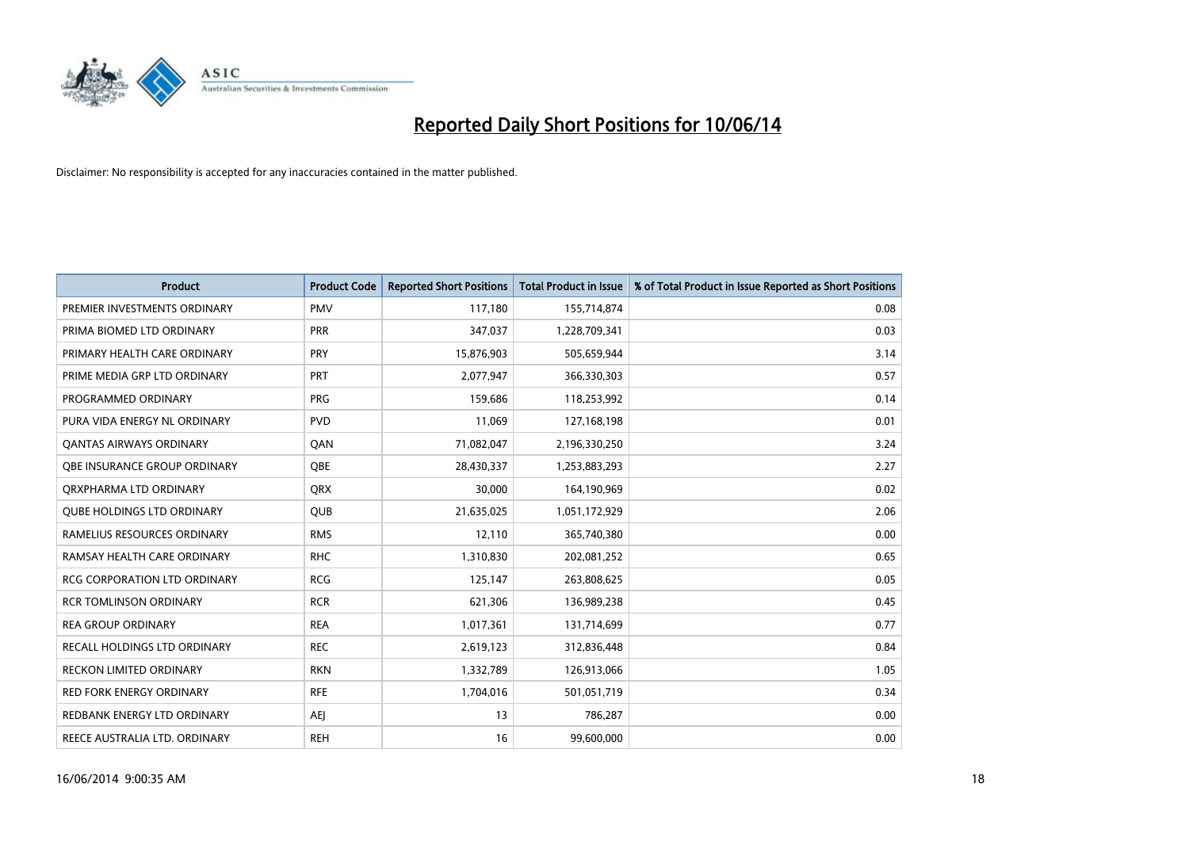# Reported Daily Short Positions for 10/06/14

Disclaimer: No responsibility is accepted for any inaccuracies contained in the matter published.

| Product | Product Code | Reported Short Positions | Total Product in Issue | % of Total Product in Issue Reported as Short Positions |
|---|---|---|---|---|
| PREMIER INVESTMENTS ORDINARY | PMV | 117,180 | 155,714,874 | 0.08 |
| PRIMA BIOMED LTD ORDINARY | PRR | 347,037 | 1,228,709,341 | 0.03 |
| PRIMARY HEALTH CARE ORDINARY | PRY | 15,876,903 | 505,659,944 | 3.14 |
| PRIME MEDIA GRP LTD ORDINARY | PRT | 2,077,947 | 366,330,303 | 0.57 |
| PROGRAMMED ORDINARY | PRG | 159,686 | 118,253,992 | 0.14 |
| PURA VIDA ENERGY NL ORDINARY | PVD | 11,069 | 127,168,198 | 0.01 |
| QANTAS AIRWAYS ORDINARY | QAN | 71,082,047 | 2,196,330,250 | 3.24 |
| QBE INSURANCE GROUP ORDINARY | QBE | 28,430,337 | 1,253,883,293 | 2.27 |
| QRXPHARMA LTD ORDINARY | QRX | 30,000 | 164,190,969 | 0.02 |
| QUBE HOLDINGS LTD ORDINARY | QUB | 21,635,025 | 1,051,172,929 | 2.06 |
| RAMELIUS RESOURCES ORDINARY | RMS | 12,110 | 365,740,380 | 0.00 |
| RAMSAY HEALTH CARE ORDINARY | RHC | 1,310,830 | 202,081,252 | 0.65 |
| RCG CORPORATION LTD ORDINARY | RCG | 125,147 | 263,808,625 | 0.05 |
| RCR TOMLINSON ORDINARY | RCR | 621,306 | 136,989,238 | 0.45 |
| REA GROUP ORDINARY | REA | 1,017,361 | 131,714,699 | 0.77 |
| RECALL HOLDINGS LTD ORDINARY | REC | 2,619,123 | 312,836,448 | 0.84 |
| RECKON LIMITED ORDINARY | RKN | 1,332,789 | 126,913,066 | 1.05 |
| RED FORK ENERGY ORDINARY | RFE | 1,704,016 | 501,051,719 | 0.34 |
| REDBANK ENERGY LTD ORDINARY | AEJ | 13 | 786,287 | 0.00 |
| REECE AUSTRALIA LTD. ORDINARY | REH | 16 | 99,600,000 | 0.00 |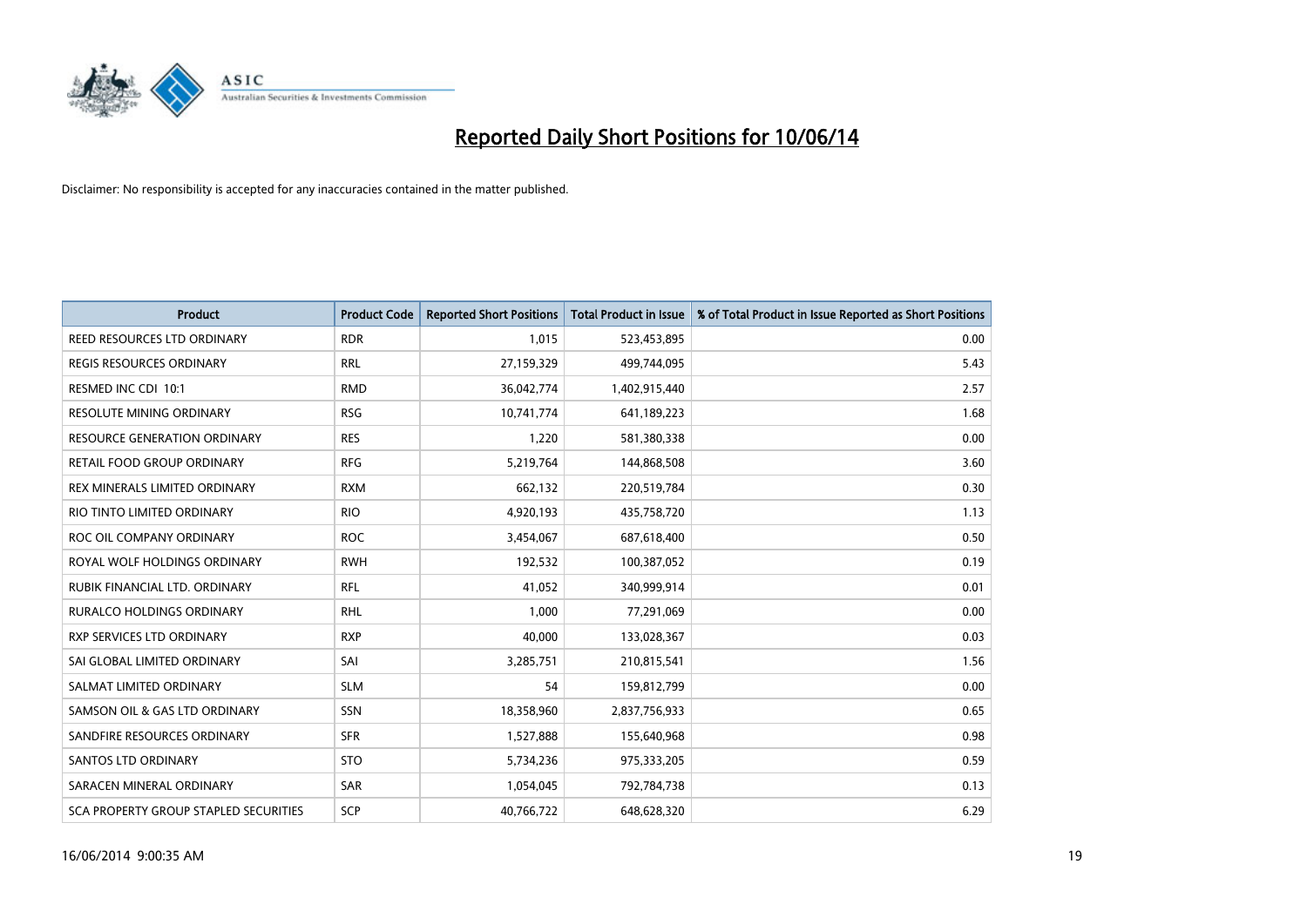# Reported Daily Short Positions for 10/06/14

Disclaimer: No responsibility is accepted for any inaccuracies contained in the matter published.

| Product | Product Code | Reported Short Positions | Total Product in Issue | % of Total Product in Issue Reported as Short Positions |
|---|---|---|---|---|
| REED RESOURCES LTD ORDINARY | RDR | 1,015 | 523,453,895 | 0.00 |
| REGIS RESOURCES ORDINARY | RRL | 27,159,329 | 499,744,095 | 5.43 |
| RESMED INC CDI 10:1 | RMD | 36,042,774 | 1,402,915,440 | 2.57 |
| RESOLUTE MINING ORDINARY | RSG | 10,741,774 | 641,189,223 | 1.68 |
| RESOURCE GENERATION ORDINARY | RES | 1,220 | 581,380,338 | 0.00 |
| RETAIL FOOD GROUP ORDINARY | RFG | 5,219,764 | 144,868,508 | 3.60 |
| REX MINERALS LIMITED ORDINARY | RXM | 662,132 | 220,519,784 | 0.30 |
| RIO TINTO LIMITED ORDINARY | RIO | 4,920,193 | 435,758,720 | 1.13 |
| ROC OIL COMPANY ORDINARY | ROC | 3,454,067 | 687,618,400 | 0.50 |
| ROYAL WOLF HOLDINGS ORDINARY | RWH | 192,532 | 100,387,052 | 0.19 |
| RUBIK FINANCIAL LTD. ORDINARY | RFL | 41,052 | 340,999,914 | 0.01 |
| RURALCO HOLDINGS ORDINARY | RHL | 1,000 | 77,291,069 | 0.00 |
| RXP SERVICES LTD ORDINARY | RXP | 40,000 | 133,028,367 | 0.03 |
| SAI GLOBAL LIMITED ORDINARY | SAI | 3,285,751 | 210,815,541 | 1.56 |
| SALMAT LIMITED ORDINARY | SLM | 54 | 159,812,799 | 0.00 |
| SAMSON OIL & GAS LTD ORDINARY | SSN | 18,358,960 | 2,837,756,933 | 0.65 |
| SANDFIRE RESOURCES ORDINARY | SFR | 1,527,888 | 155,640,968 | 0.98 |
| SANTOS LTD ORDINARY | STO | 5,734,236 | 975,333,205 | 0.59 |
| SARACEN MINERAL ORDINARY | SAR | 1,054,045 | 792,784,738 | 0.13 |
| SCA PROPERTY GROUP STAPLED SECURITIES | SCP | 40,766,722 | 648,628,320 | 6.29 |

16/06/2014 9:00:35 AM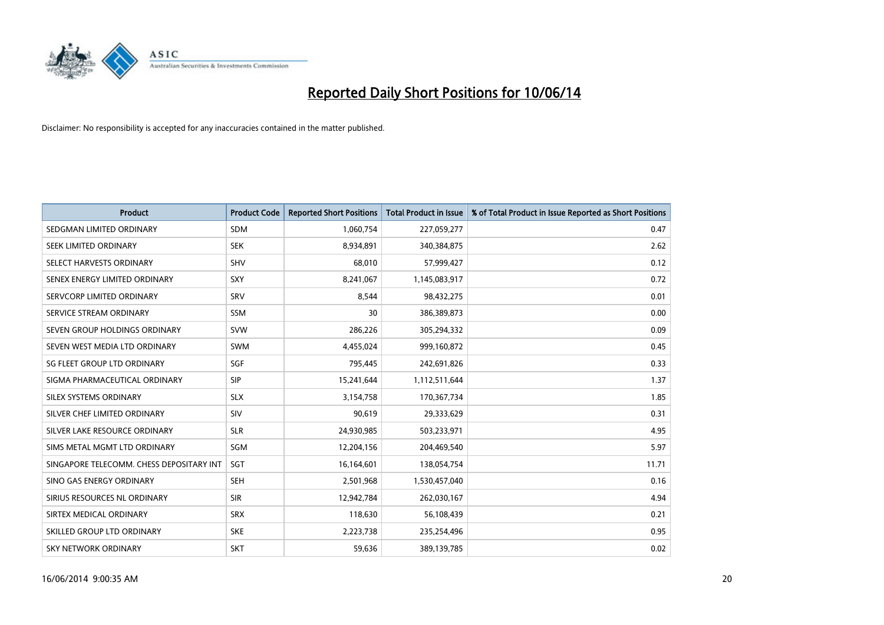# Reported Daily Short Positions for 10/06/14

Disclaimer: No responsibility is accepted for any inaccuracies contained in the matter published.

| Product | Product Code | Reported Short Positions | Total Product in Issue | % of Total Product in Issue Reported as Short Positions |
| --- | --- | --- | --- | --- |
| SEDGMAN LIMITED ORDINARY | SDM | 1,060,754 | 227,059,277 | 0.47 |
| SEEK LIMITED ORDINARY | SEK | 8,934,891 | 340,384,875 | 2.62 |
| SELECT HARVESTS ORDINARY | SHV | 68,010 | 57,999,427 | 0.12 |
| SENEX ENERGY LIMITED ORDINARY | SXY | 8,241,067 | 1,145,083,917 | 0.72 |
| SERVCORP LIMITED ORDINARY | SRV | 8,544 | 98,432,275 | 0.01 |
| SERVICE STREAM ORDINARY | SSM | 30 | 386,389,873 | 0.00 |
| SEVEN GROUP HOLDINGS ORDINARY | SVW | 286,226 | 305,294,332 | 0.09 |
| SEVEN WEST MEDIA LTD ORDINARY | SWM | 4,455,024 | 999,160,872 | 0.45 |
| SG FLEET GROUP LTD ORDINARY | SGF | 795,445 | 242,691,826 | 0.33 |
| SIGMA PHARMACEUTICAL ORDINARY | SIP | 15,241,644 | 1,112,511,644 | 1.37 |
| SILEX SYSTEMS ORDINARY | SLX | 3,154,758 | 170,367,734 | 1.85 |
| SILVER CHEF LIMITED ORDINARY | SIV | 90,619 | 29,333,629 | 0.31 |
| SILVER LAKE RESOURCE ORDINARY | SLR | 24,930,985 | 503,233,971 | 4.95 |
| SIMS METAL MGMT LTD ORDINARY | SGM | 12,204,156 | 204,469,540 | 5.97 |
| SINGAPORE TELECOMM. CHESS DEPOSITARY INT | SGT | 16,164,601 | 138,054,754 | 11.71 |
| SINO GAS ENERGY ORDINARY | SEH | 2,501,968 | 1,530,457,040 | 0.16 |
| SIRIUS RESOURCES NL ORDINARY | SIR | 12,942,784 | 262,030,167 | 4.94 |
| SIRTEX MEDICAL ORDINARY | SRX | 118,630 | 56,108,439 | 0.21 |
| SKILLED GROUP LTD ORDINARY | SKE | 2,223,738 | 235,254,496 | 0.95 |
| SKY NETWORK ORDINARY | SKT | 59,636 | 389,139,785 | 0.02 |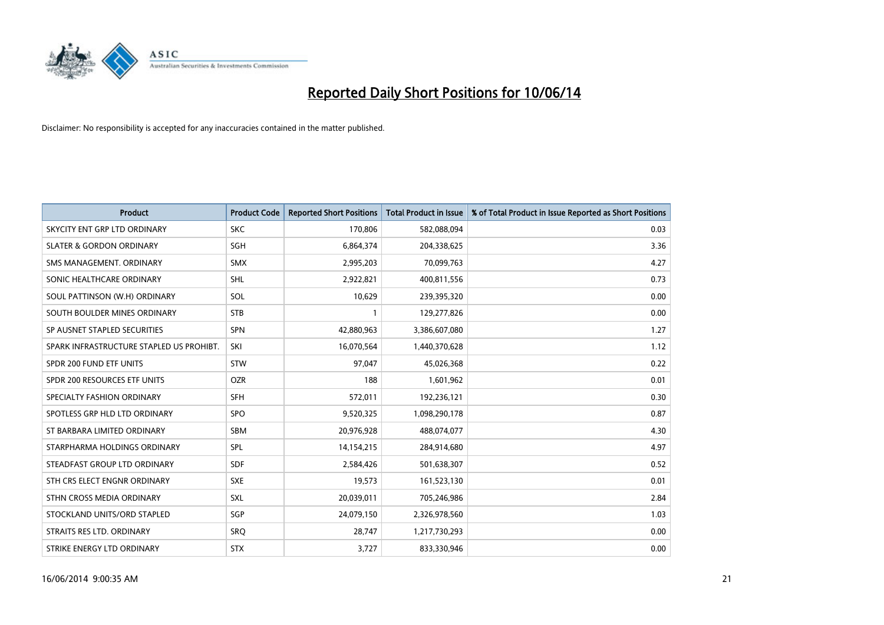# Reported Daily Short Positions for 10/06/14

Disclaimer: No responsibility is accepted for any inaccuracies contained in the matter published.

| Product | Product Code | Reported Short Positions | Total Product in Issue | % of Total Product in Issue Reported as Short Positions |
|---|---|---|---|---|
| SKYCITY ENT GRP LTD ORDINARY | SKC | 170,806 | 582,088,094 | 0.03 |
| SLATER & GORDON ORDINARY | SGH | 6,864,374 | 204,338,625 | 3.36 |
| SMS MANAGEMENT. ORDINARY | SMX | 2,995,203 | 70,099,763 | 4.27 |
| SONIC HEALTHCARE ORDINARY | SHL | 2,922,821 | 400,811,556 | 0.73 |
| SOUL PATTINSON (W.H) ORDINARY | SOL | 10,629 | 239,395,320 | 0.00 |
| SOUTH BOULDER MINES ORDINARY | STB | 1 | 129,277,826 | 0.00 |
| SP AUSNET STAPLED SECURITIES | SPN | 42,880,963 | 3,386,607,080 | 1.27 |
| SPARK INFRASTRUCTURE STAPLED US PROHIBT. | SKI | 16,070,564 | 1,440,370,628 | 1.12 |
| SPDR 200 FUND ETF UNITS | STW | 97,047 | 45,026,368 | 0.22 |
| SPDR 200 RESOURCES ETF UNITS | OZR | 188 | 1,601,962 | 0.01 |
| SPECIALTY FASHION ORDINARY | SFH | 572,011 | 192,236,121 | 0.30 |
| SPOTLESS GRP HLD LTD ORDINARY | SPO | 9,520,325 | 1,098,290,178 | 0.87 |
| ST BARBARA LIMITED ORDINARY | SBM | 20,976,928 | 488,074,077 | 4.30 |
| STARPHARMA HOLDINGS ORDINARY | SPL | 14,154,215 | 284,914,680 | 4.97 |
| STEADFAST GROUP LTD ORDINARY | SDF | 2,584,426 | 501,638,307 | 0.52 |
| STH CRS ELECT ENGNR ORDINARY | SXE | 19,573 | 161,523,130 | 0.01 |
| STHN CROSS MEDIA ORDINARY | SXL | 20,039,011 | 705,246,986 | 2.84 |
| STOCKLAND UNITS/ORD STAPLED | SGP | 24,079,150 | 2,326,978,560 | 1.03 |
| STRAITS RES LTD. ORDINARY | SRQ | 28,747 | 1,217,730,293 | 0.00 |
| STRIKE ENERGY LTD ORDINARY | STX | 3,727 | 833,330,946 | 0.00 |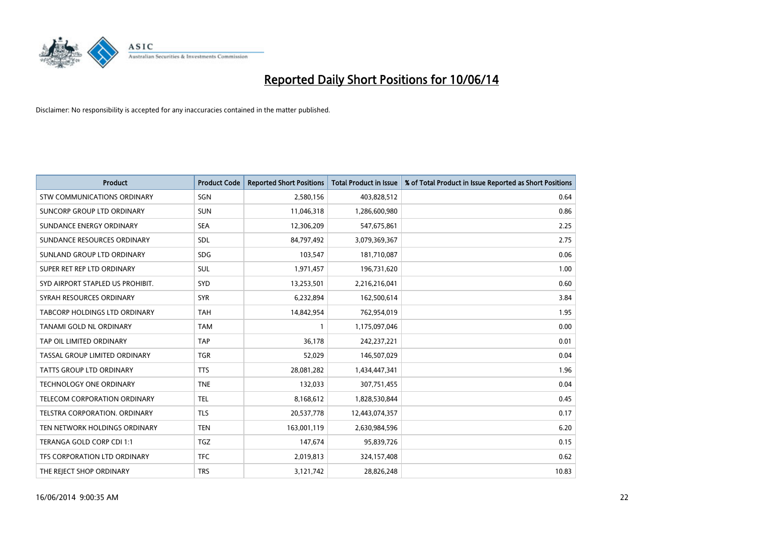# Reported Daily Short Positions for 10/06/14

Disclaimer: No responsibility is accepted for any inaccuracies contained in the matter published.

| Product | Product Code | Reported Short Positions | Total Product in Issue | % of Total Product in Issue Reported as Short Positions |
|---|---|---|---|---|
| STW COMMUNICATIONS ORDINARY | SGN | 2,580,156 | 403,828,512 | 0.64 |
| SUNCORP GROUP LTD ORDINARY | SUN | 11,046,318 | 1,286,600,980 | 0.86 |
| SUNDANCE ENERGY ORDINARY | SEA | 12,306,209 | 547,675,861 | 2.25 |
| SUNDANCE RESOURCES ORDINARY | SDL | 84,797,492 | 3,079,369,367 | 2.75 |
| SUNLAND GROUP LTD ORDINARY | SDG | 103,547 | 181,710,087 | 0.06 |
| SUPER RET REP LTD ORDINARY | SUL | 1,971,457 | 196,731,620 | 1.00 |
| SYD AIRPORT STAPLED US PROHIBIT. | SYD | 13,253,501 | 2,216,216,041 | 0.60 |
| SYRAH RESOURCES ORDINARY | SYR | 6,232,894 | 162,500,614 | 3.84 |
| TABCORP HOLDINGS LTD ORDINARY | TAH | 14,842,954 | 762,954,019 | 1.95 |
| TANAMI GOLD NL ORDINARY | TAM | 1 | 1,175,097,046 | 0.00 |
| TAP OIL LIMITED ORDINARY | TAP | 36,178 | 242,237,221 | 0.01 |
| TASSAL GROUP LIMITED ORDINARY | TGR | 52,029 | 146,507,029 | 0.04 |
| TATTS GROUP LTD ORDINARY | TTS | 28,081,282 | 1,434,447,341 | 1.96 |
| TECHNOLOGY ONE ORDINARY | TNE | 132,033 | 307,751,455 | 0.04 |
| TELECOM CORPORATION ORDINARY | TEL | 8,168,612 | 1,828,530,844 | 0.45 |
| TELSTRA CORPORATION. ORDINARY | TLS | 20,537,778 | 12,443,074,357 | 0.17 |
| TEN NETWORK HOLDINGS ORDINARY | TEN | 163,001,119 | 2,630,984,596 | 6.20 |
| TERANGA GOLD CORP CDI 1:1 | TGZ | 147,674 | 95,839,726 | 0.15 |
| TFS CORPORATION LTD ORDINARY | TFC | 2,019,813 | 324,157,408 | 0.62 |
| THE REJECT SHOP ORDINARY | TRS | 3,121,742 | 28,826,248 | 10.83 |

16/06/2014 9:00:35 AM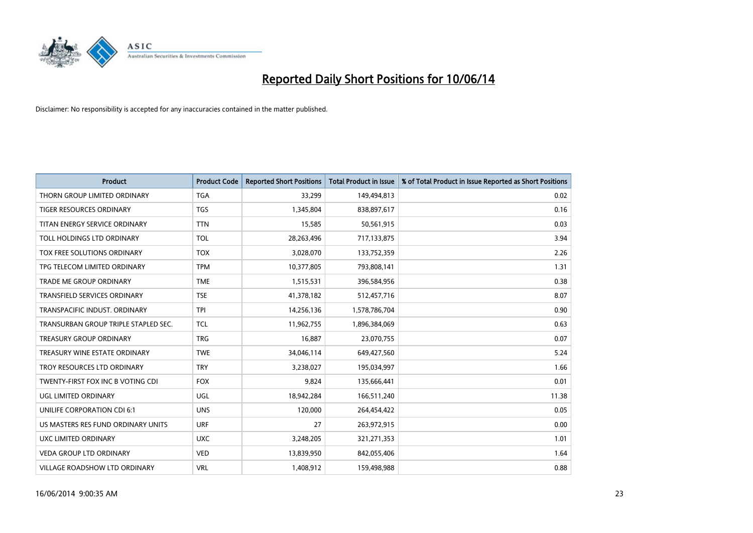# Reported Daily Short Positions for 10/06/14

Disclaimer: No responsibility is accepted for any inaccuracies contained in the matter published.

| Product | Product Code | Reported Short Positions | Total Product in Issue | % of Total Product in Issue Reported as Short Positions |
| --- | --- | --- | --- | --- |
| THORN GROUP LIMITED ORDINARY | TGA | 33,299 | 149,494,813 | 0.02 |
| TIGER RESOURCES ORDINARY | TGS | 1,345,804 | 838,897,617 | 0.16 |
| TITAN ENERGY SERVICE ORDINARY | TTN | 15,585 | 50,561,915 | 0.03 |
| TOLL HOLDINGS LTD ORDINARY | TOL | 28,263,496 | 717,133,875 | 3.94 |
| TOX FREE SOLUTIONS ORDINARY | TOX | 3,028,070 | 133,752,359 | 2.26 |
| TPG TELECOM LIMITED ORDINARY | TPM | 10,377,805 | 793,808,141 | 1.31 |
| TRADE ME GROUP ORDINARY | TME | 1,515,531 | 396,584,956 | 0.38 |
| TRANSFIELD SERVICES ORDINARY | TSE | 41,378,182 | 512,457,716 | 8.07 |
| TRANSPACIFIC INDUST. ORDINARY | TPI | 14,256,136 | 1,578,786,704 | 0.90 |
| TRANSURBAN GROUP TRIPLE STAPLED SEC. | TCL | 11,962,755 | 1,896,384,069 | 0.63 |
| TREASURY GROUP ORDINARY | TRG | 16,887 | 23,070,755 | 0.07 |
| TREASURY WINE ESTATE ORDINARY | TWE | 34,046,114 | 649,427,560 | 5.24 |
| TROY RESOURCES LTD ORDINARY | TRY | 3,238,027 | 195,034,997 | 1.66 |
| TWENTY-FIRST FOX INC B VOTING CDI | FOX | 9,824 | 135,666,441 | 0.01 |
| UGL LIMITED ORDINARY | UGL | 18,942,284 | 166,511,240 | 11.38 |
| UNILIFE CORPORATION CDI 6:1 | UNS | 120,000 | 264,454,422 | 0.05 |
| US MASTERS RES FUND ORDINARY UNITS | URF | 27 | 263,972,915 | 0.00 |
| UXC LIMITED ORDINARY | UXC | 3,248,205 | 321,271,353 | 1.01 |
| VEDA GROUP LTD ORDINARY | VED | 13,839,950 | 842,055,406 | 1.64 |
| VILLAGE ROADSHOW LTD ORDINARY | VRL | 1,408,912 | 159,498,988 | 0.88 |

16/06/2014 9:00:35 AM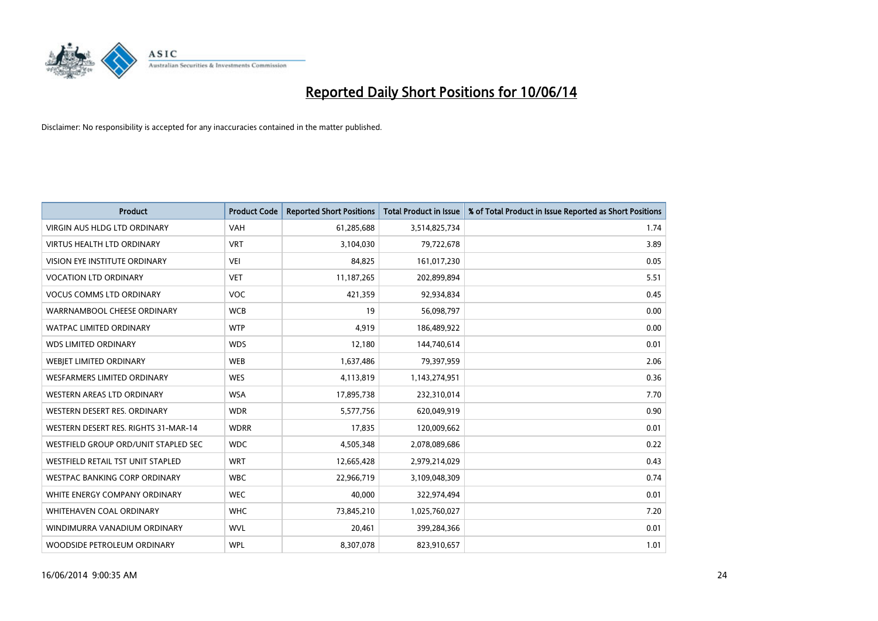# Reported Daily Short Positions for 10/06/14

Disclaimer: No responsibility is accepted for any inaccuracies contained in the matter published.

| Product | Product Code | Reported Short Positions | Total Product in Issue | % of Total Product in Issue Reported as Short Positions |
|---|---|---|---|---|
| VIRGIN AUS HLDG LTD ORDINARY | VAH | 61,285,688 | 3,514,825,734 | 1.74 |
| VIRTUS HEALTH LTD ORDINARY | VRT | 3,104,030 | 79,722,678 | 3.89 |
| VISION EYE INSTITUTE ORDINARY | VEI | 84,825 | 161,017,230 | 0.05 |
| VOCATION LTD ORDINARY | VET | 11,187,265 | 202,899,894 | 5.51 |
| VOCUS COMMS LTD ORDINARY | VOC | 421,359 | 92,934,834 | 0.45 |
| WARRNAMBOOL CHEESE ORDINARY | WCB | 19 | 56,098,797 | 0.00 |
| WATPAC LIMITED ORDINARY | WTP | 4,919 | 186,489,922 | 0.00 |
| WDS LIMITED ORDINARY | WDS | 12,180 | 144,740,614 | 0.01 |
| WEBJET LIMITED ORDINARY | WEB | 1,637,486 | 79,397,959 | 2.06 |
| WESFARMERS LIMITED ORDINARY | WES | 4,113,819 | 1,143,274,951 | 0.36 |
| WESTERN AREAS LTD ORDINARY | WSA | 17,895,738 | 232,310,014 | 7.70 |
| WESTERN DESERT RES. ORDINARY | WDR | 5,577,756 | 620,049,919 | 0.90 |
| WESTERN DESERT RES. RIGHTS 31-MAR-14 | WDRR | 17,835 | 120,009,662 | 0.01 |
| WESTFIELD GROUP ORD/UNIT STAPLED SEC | WDC | 4,505,348 | 2,078,089,686 | 0.22 |
| WESTFIELD RETAIL TST UNIT STAPLED | WRT | 12,665,428 | 2,979,214,029 | 0.43 |
| WESTPAC BANKING CORP ORDINARY | WBC | 22,966,719 | 3,109,048,309 | 0.74 |
| WHITE ENERGY COMPANY ORDINARY | WEC | 40,000 | 322,974,494 | 0.01 |
| WHITEHAVEN COAL ORDINARY | WHC | 73,845,210 | 1,025,760,027 | 7.20 |
| WINDIMURRA VANADIUM ORDINARY | WVL | 20,461 | 399,284,366 | 0.01 |
| WOODSIDE PETROLEUM ORDINARY | WPL | 8,307,078 | 823,910,657 | 1.01 |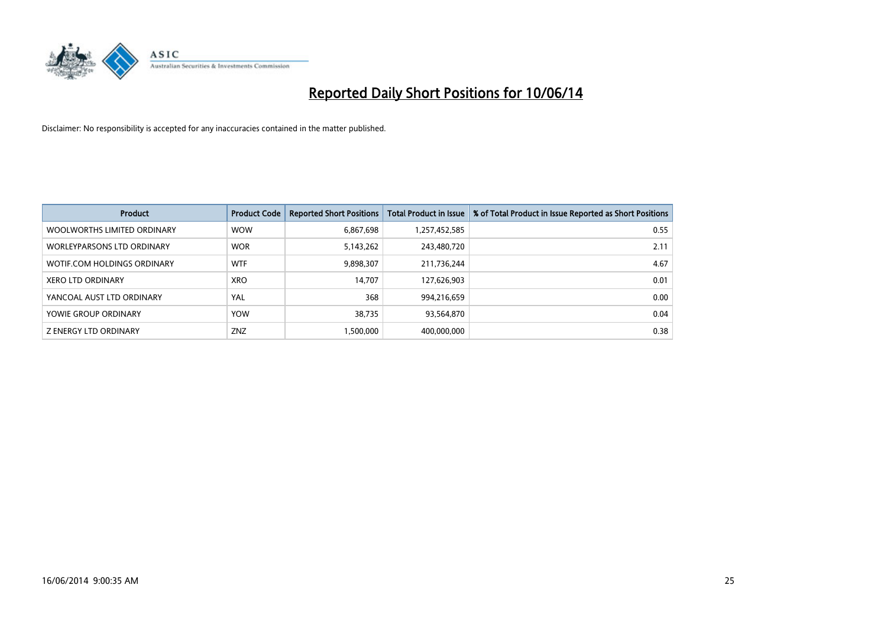# Reported Daily Short Positions for 10/06/14

Disclaimer: No responsibility is accepted for any inaccuracies contained in the matter published.

| Product | Product Code | Reported Short Positions | Total Product in Issue | % of Total Product in Issue Reported as Short Positions |
|---|---|---|---|---|
| WOOLWORTHS LIMITED ORDINARY | WOW | 6,867,698 | 1,257,452,585 | 0.55 |
| WORLEYPARSONS LTD ORDINARY | WOR | 5,143,262 | 243,480,720 | 2.11 |
| WOTIF.COM HOLDINGS ORDINARY | WTF | 9,898,307 | 211,736,244 | 4.67 |
| XERO LTD ORDINARY | XRO | 14,707 | 127,626,903 | 0.01 |
| YANCOAL AUST LTD ORDINARY | YAL | 368 | 994,216,659 | 0.00 |
| YOWIE GROUP ORDINARY | YOW | 38,735 | 93,564,870 | 0.04 |
| Z ENERGY LTD ORDINARY | ZNZ | 1,500,000 | 400,000,000 | 0.38 |

16/06/2014 9:00:35 AM